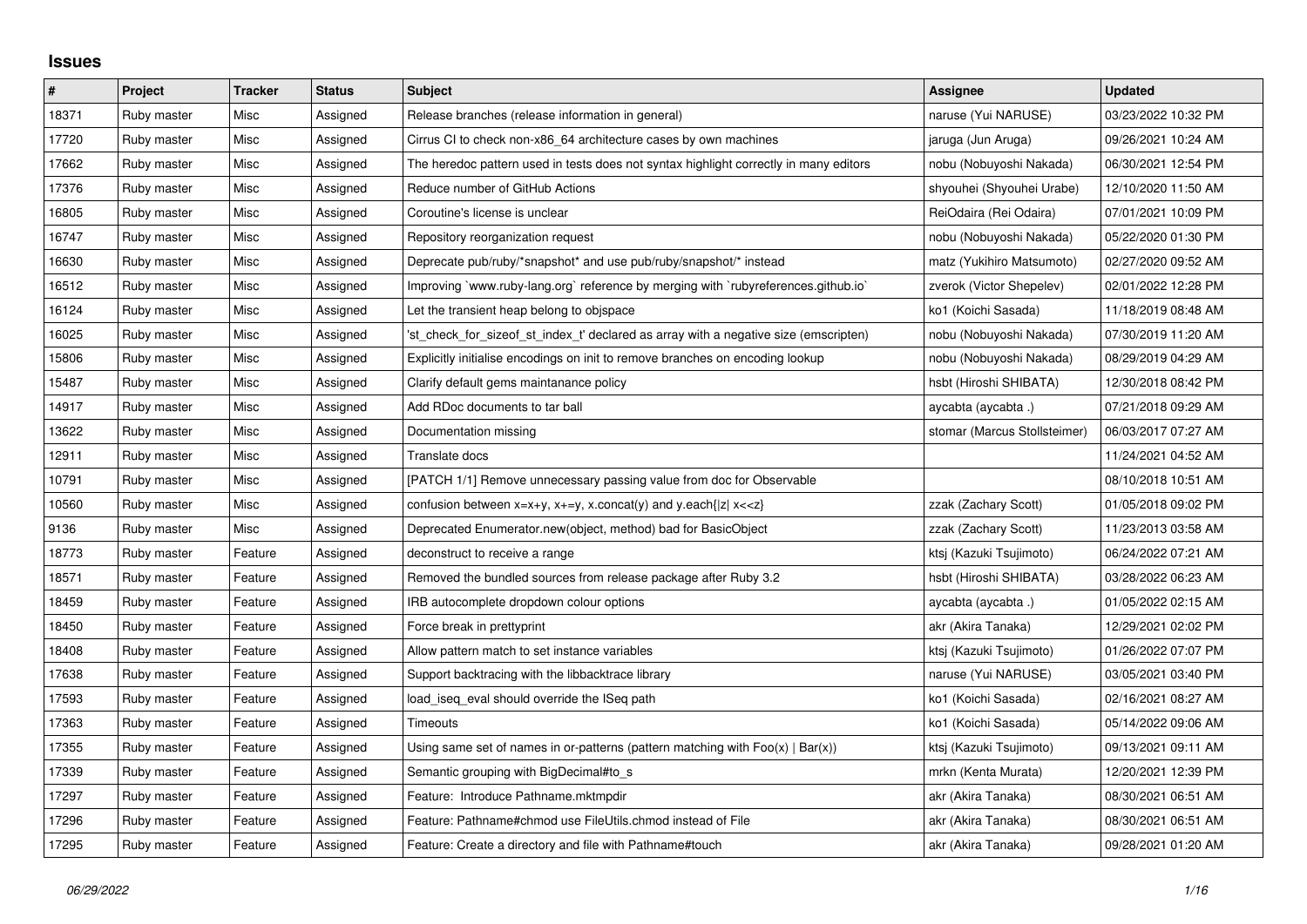# Issues

| # | Project | Tracker | Status | Subject | Assignee | Updated |
|---|---|---|---|---|---|---|
| 18371 | Ruby master | Misc | Assigned | Release branches (release information in general) | naruse (Yui NARUSE) | 03/23/2022 10:32 PM |
| 17720 | Ruby master | Misc | Assigned | Cirrus CI to check non-x86_64 architecture cases by own machines | jaruga (Jun Aruga) | 09/26/2021 10:24 AM |
| 17662 | Ruby master | Misc | Assigned | The heredoc pattern used in tests does not syntax highlight correctly in many editors | nobu (Nobuyoshi Nakada) | 06/30/2021 12:54 PM |
| 17376 | Ruby master | Misc | Assigned | Reduce number of GitHub Actions | shyouhei (Shyouhei Urabe) | 12/10/2020 11:50 AM |
| 16805 | Ruby master | Misc | Assigned | Coroutine's license is unclear | ReiOdaira (Rei Odaira) | 07/01/2021 10:09 PM |
| 16747 | Ruby master | Misc | Assigned | Repository reorganization request | nobu (Nobuyoshi Nakada) | 05/22/2020 01:30 PM |
| 16630 | Ruby master | Misc | Assigned | Deprecate pub/ruby/*snapshot* and use pub/ruby/snapshot/* instead | matz (Yukihiro Matsumoto) | 02/27/2020 09:52 AM |
| 16512 | Ruby master | Misc | Assigned | Improving `www.ruby-lang.org` reference by merging with `rubyreferences.github.io` | zverok (Victor Shepelev) | 02/01/2022 12:28 PM |
| 16124 | Ruby master | Misc | Assigned | Let the transient heap belong to objspace | ko1 (Koichi Sasada) | 11/18/2019 08:48 AM |
| 16025 | Ruby master | Misc | Assigned | 'st_check_for_sizeof_st_index_t' declared as array with a negative size (emscripten) | nobu (Nobuyoshi Nakada) | 07/30/2019 11:20 AM |
| 15806 | Ruby master | Misc | Assigned | Explicitly initialise encodings on init to remove branches on encoding lookup | nobu (Nobuyoshi Nakada) | 08/29/2019 04:29 AM |
| 15487 | Ruby master | Misc | Assigned | Clarify default gems maintanance policy | hsbt (Hiroshi SHIBATA) | 12/30/2018 08:42 PM |
| 14917 | Ruby master | Misc | Assigned | Add RDoc documents to tar ball | aycabta (aycabta .) | 07/21/2018 09:29 AM |
| 13622 | Ruby master | Misc | Assigned | Documentation missing | stomar (Marcus Stollsteimer) | 06/03/2017 07:27 AM |
| 12911 | Ruby master | Misc | Assigned | Translate docs | | 11/24/2021 04:52 AM |
| 10791 | Ruby master | Misc | Assigned | [PATCH 1/1] Remove unnecessary passing value from doc for Observable | | 08/10/2018 10:51 AM |
| 10560 | Ruby master | Misc | Assigned | confusion between x=x+y, x+=y, x.concat(y) and y.each{\|z\| x<<z} | zzak (Zachary Scott) | 01/05/2018 09:02 PM |
| 9136 | Ruby master | Misc | Assigned | Deprecated Enumerator.new(object, method) bad for BasicObject | zzak (Zachary Scott) | 11/23/2013 03:58 AM |
| 18773 | Ruby master | Feature | Assigned | deconstruct to receive a range | ktsj (Kazuki Tsujimoto) | 06/24/2022 07:21 AM |
| 18571 | Ruby master | Feature | Assigned | Removed the bundled sources from release package after Ruby 3.2 | hsbt (Hiroshi SHIBATA) | 03/28/2022 06:23 AM |
| 18459 | Ruby master | Feature | Assigned | IRB autocomplete dropdown colour options | aycabta (aycabta .) | 01/05/2022 02:15 AM |
| 18450 | Ruby master | Feature | Assigned | Force break in prettyprint | akr (Akira Tanaka) | 12/29/2021 02:02 PM |
| 18408 | Ruby master | Feature | Assigned | Allow pattern match to set instance variables | ktsj (Kazuki Tsujimoto) | 01/26/2022 07:07 PM |
| 17638 | Ruby master | Feature | Assigned | Support backtracing with the libbacktrace library | naruse (Yui NARUSE) | 03/05/2021 03:40 PM |
| 17593 | Ruby master | Feature | Assigned | load_iseq_eval should override the ISeq path | ko1 (Koichi Sasada) | 02/16/2021 08:27 AM |
| 17363 | Ruby master | Feature | Assigned | Timeouts | ko1 (Koichi Sasada) | 05/14/2022 09:06 AM |
| 17355 | Ruby master | Feature | Assigned | Using same set of names in or-patterns (pattern matching with Foo(x) \| Bar(x)) | ktsj (Kazuki Tsujimoto) | 09/13/2021 09:11 AM |
| 17339 | Ruby master | Feature | Assigned | Semantic grouping with BigDecimal#to_s | mrkn (Kenta Murata) | 12/20/2021 12:39 PM |
| 17297 | Ruby master | Feature | Assigned | Feature: Introduce Pathname.mktmpdir | akr (Akira Tanaka) | 08/30/2021 06:51 AM |
| 17296 | Ruby master | Feature | Assigned | Feature: Pathname#chmod use FileUtils.chmod instead of File | akr (Akira Tanaka) | 08/30/2021 06:51 AM |
| 17295 | Ruby master | Feature | Assigned | Feature: Create a directory and file with Pathname#touch | akr (Akira Tanaka) | 09/28/2021 01:20 AM |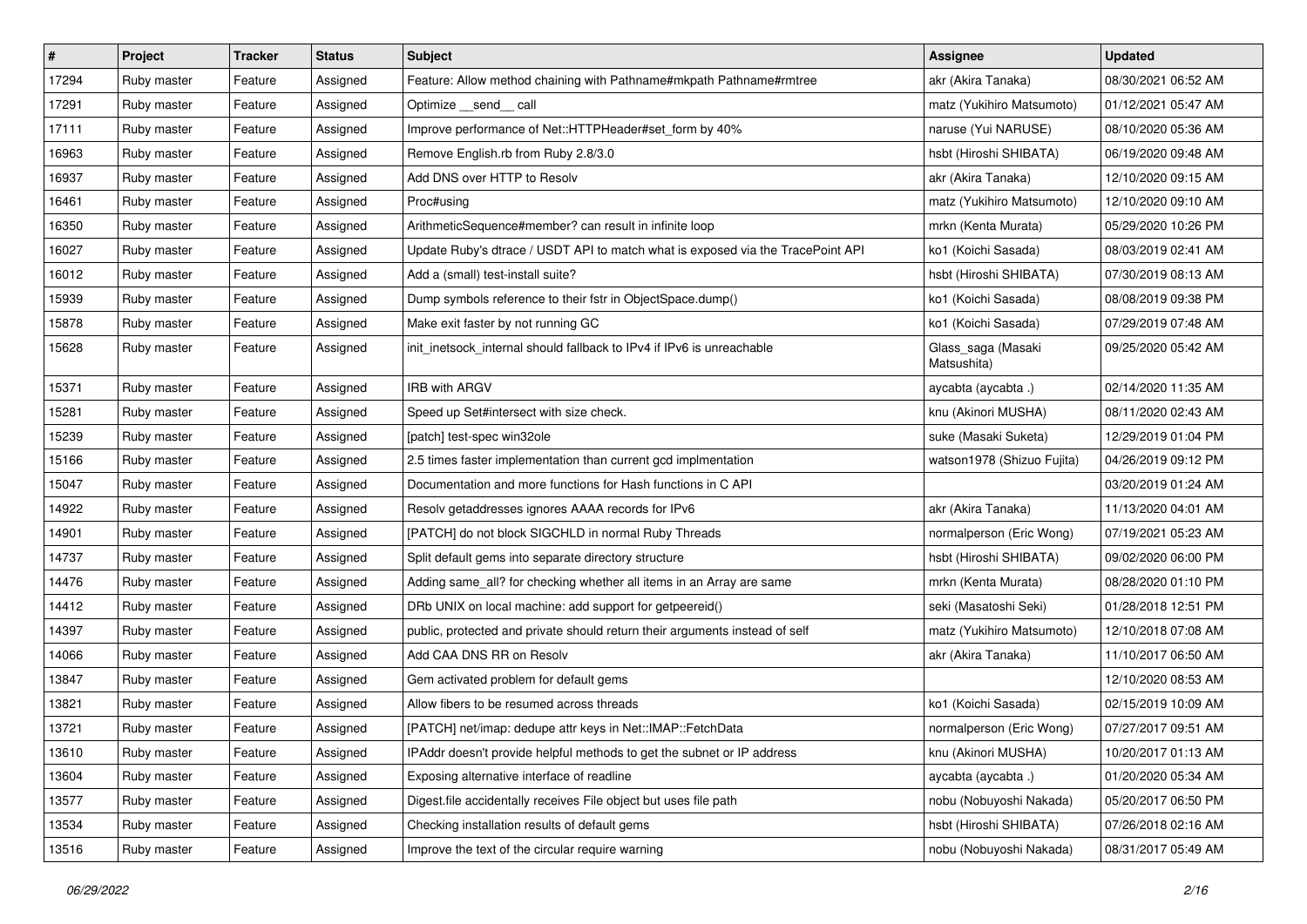| # | Project | Tracker | Status | Subject | Assignee | Updated |
|---|---|---|---|---|---|---|
| 17294 | Ruby master | Feature | Assigned | Feature: Allow method chaining with Pathname#mkpath Pathname#rmtree | akr (Akira Tanaka) | 08/30/2021 06:52 AM |
| 17291 | Ruby master | Feature | Assigned | Optimize __send__ call | matz (Yukihiro Matsumoto) | 01/12/2021 05:47 AM |
| 17111 | Ruby master | Feature | Assigned | Improve performance of Net::HTTPHeader#set_form by 40% | naruse (Yui NARUSE) | 08/10/2020 05:36 AM |
| 16963 | Ruby master | Feature | Assigned | Remove English.rb from Ruby 2.8/3.0 | hsbt (Hiroshi SHIBATA) | 06/19/2020 09:48 AM |
| 16937 | Ruby master | Feature | Assigned | Add DNS over HTTP to Resolv | akr (Akira Tanaka) | 12/10/2020 09:15 AM |
| 16461 | Ruby master | Feature | Assigned | Proc#using | matz (Yukihiro Matsumoto) | 12/10/2020 09:10 AM |
| 16350 | Ruby master | Feature | Assigned | ArithmeticSequence#member? can result in infinite loop | mrkn (Kenta Murata) | 05/29/2020 10:26 PM |
| 16027 | Ruby master | Feature | Assigned | Update Ruby's dtrace / USDT API to match what is exposed via the TracePoint API | ko1 (Koichi Sasada) | 08/03/2019 02:41 AM |
| 16012 | Ruby master | Feature | Assigned | Add a (small) test-install suite? | hsbt (Hiroshi SHIBATA) | 07/30/2019 08:13 AM |
| 15939 | Ruby master | Feature | Assigned | Dump symbols reference to their fstr in ObjectSpace.dump() | ko1 (Koichi Sasada) | 08/08/2019 09:38 PM |
| 15878 | Ruby master | Feature | Assigned | Make exit faster by not running GC | ko1 (Koichi Sasada) | 07/29/2019 07:48 AM |
| 15628 | Ruby master | Feature | Assigned | init_inetsock_internal should fallback to IPv4 if IPv6 is unreachable | Glass_saga (Masaki Matsushita) | 09/25/2020 05:42 AM |
| 15371 | Ruby master | Feature | Assigned | IRB with ARGV | aycabta (aycabta .) | 02/14/2020 11:35 AM |
| 15281 | Ruby master | Feature | Assigned | Speed up Set#intersect with size check. | knu (Akinori MUSHA) | 08/11/2020 02:43 AM |
| 15239 | Ruby master | Feature | Assigned | [patch] test-spec win32ole | suke (Masaki Suketa) | 12/29/2019 01:04 PM |
| 15166 | Ruby master | Feature | Assigned | 2.5 times faster implementation than current gcd implmentation | watson1978 (Shizuo Fujita) | 04/26/2019 09:12 PM |
| 15047 | Ruby master | Feature | Assigned | Documentation and more functions for Hash functions in C API | | 03/20/2019 01:24 AM |
| 14922 | Ruby master | Feature | Assigned | Resolv getaddresses ignores AAAA records for IPv6 | akr (Akira Tanaka) | 11/13/2020 04:01 AM |
| 14901 | Ruby master | Feature | Assigned | [PATCH] do not block SIGCHLD in normal Ruby Threads | normalperson (Eric Wong) | 07/19/2021 05:23 AM |
| 14737 | Ruby master | Feature | Assigned | Split default gems into separate directory structure | hsbt (Hiroshi SHIBATA) | 09/02/2020 06:00 PM |
| 14476 | Ruby master | Feature | Assigned | Adding same_all? for checking whether all items in an Array are same | mrkn (Kenta Murata) | 08/28/2020 01:10 PM |
| 14412 | Ruby master | Feature | Assigned | DRb UNIX on local machine: add support for getpeereid() | seki (Masatoshi Seki) | 01/28/2018 12:51 PM |
| 14397 | Ruby master | Feature | Assigned | public, protected and private should return their arguments instead of self | matz (Yukihiro Matsumoto) | 12/10/2018 07:08 AM |
| 14066 | Ruby master | Feature | Assigned | Add CAA DNS RR on Resolv | akr (Akira Tanaka) | 11/10/2017 06:50 AM |
| 13847 | Ruby master | Feature | Assigned | Gem activated problem for default gems | | 12/10/2020 08:53 AM |
| 13821 | Ruby master | Feature | Assigned | Allow fibers to be resumed across threads | ko1 (Koichi Sasada) | 02/15/2019 10:09 AM |
| 13721 | Ruby master | Feature | Assigned | [PATCH] net/imap: dedupe attr keys in Net::IMAP::FetchData | normalperson (Eric Wong) | 07/27/2017 09:51 AM |
| 13610 | Ruby master | Feature | Assigned | IPAddr doesn't provide helpful methods to get the subnet or IP address | knu (Akinori MUSHA) | 10/20/2017 01:13 AM |
| 13604 | Ruby master | Feature | Assigned | Exposing alternative interface of readline | aycabta (aycabta .) | 01/20/2020 05:34 AM |
| 13577 | Ruby master | Feature | Assigned | Digest.file accidentally receives File object but uses file path | nobu (Nobuyoshi Nakada) | 05/20/2017 06:50 PM |
| 13534 | Ruby master | Feature | Assigned | Checking installation results of default gems | hsbt (Hiroshi SHIBATA) | 07/26/2018 02:16 AM |
| 13516 | Ruby master | Feature | Assigned | Improve the text of the circular require warning | nobu (Nobuyoshi Nakada) | 08/31/2017 05:49 AM |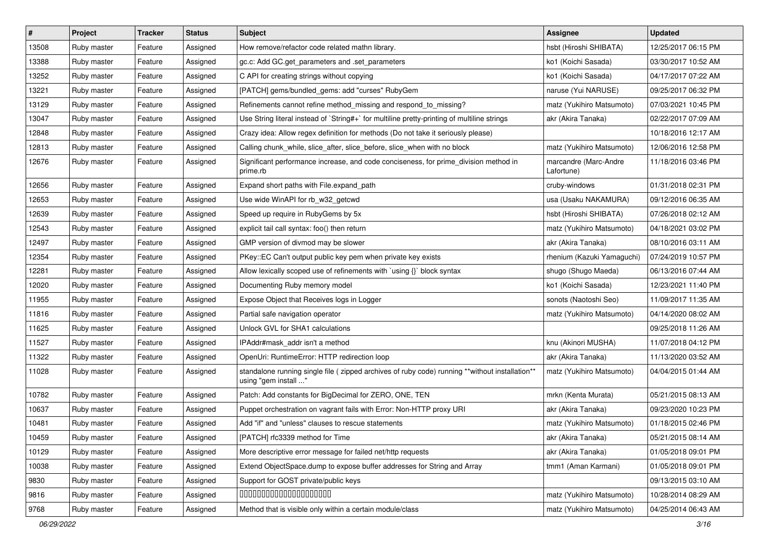| # | Project | Tracker | Status | Subject | Assignee | Updated |
|---|---|---|---|---|---|---|
| 13508 | Ruby master | Feature | Assigned | How remove/refactor code related mathn library. | hsbt (Hiroshi SHIBATA) | 12/25/2017 06:15 PM |
| 13388 | Ruby master | Feature | Assigned | gc.c: Add GC.get_parameters and .set_parameters | ko1 (Koichi Sasada) | 03/30/2017 10:52 AM |
| 13252 | Ruby master | Feature | Assigned | C API for creating strings without copying | ko1 (Koichi Sasada) | 04/17/2017 07:22 AM |
| 13221 | Ruby master | Feature | Assigned | [PATCH] gems/bundled_gems: add "curses" RubyGem | naruse (Yui NARUSE) | 09/25/2017 06:32 PM |
| 13129 | Ruby master | Feature | Assigned | Refinements cannot refine method_missing and respond_to_missing? | matz (Yukihiro Matsumoto) | 07/03/2021 10:45 PM |
| 13047 | Ruby master | Feature | Assigned | Use String literal instead of `String#+` for multiline pretty-printing of multiline strings | akr (Akira Tanaka) | 02/22/2017 07:09 AM |
| 12848 | Ruby master | Feature | Assigned | Crazy idea: Allow regex definition for methods (Do not take it seriously please) | | 10/18/2016 12:17 AM |
| 12813 | Ruby master | Feature | Assigned | Calling chunk_while, slice_after, slice_before, slice_when with no block | matz (Yukihiro Matsumoto) | 12/06/2016 12:58 PM |
| 12676 | Ruby master | Feature | Assigned | Significant performance increase, and code conciseness, for prime_division method in prime.rb | marcandre (Marc-Andre Lafortune) | 11/18/2016 03:46 PM |
| 12656 | Ruby master | Feature | Assigned | Expand short paths with File.expand_path | cruby-windows | 01/31/2018 02:31 PM |
| 12653 | Ruby master | Feature | Assigned | Use wide WinAPI for rb_w32_getcwd | usa (Usaku NAKAMURA) | 09/12/2016 06:35 AM |
| 12639 | Ruby master | Feature | Assigned | Speed up require in RubyGems by 5x | hsbt (Hiroshi SHIBATA) | 07/26/2018 02:12 AM |
| 12543 | Ruby master | Feature | Assigned | explicit tail call syntax: foo() then return | matz (Yukihiro Matsumoto) | 04/18/2021 03:02 PM |
| 12497 | Ruby master | Feature | Assigned | GMP version of divmod may be slower | akr (Akira Tanaka) | 08/10/2016 03:11 AM |
| 12354 | Ruby master | Feature | Assigned | PKey::EC Can't output public key pem when private key exists | rhenium (Kazuki Yamaguchi) | 07/24/2019 10:57 PM |
| 12281 | Ruby master | Feature | Assigned | Allow lexically scoped use of refinements with `using {}` block syntax | shugo (Shugo Maeda) | 06/13/2016 07:44 AM |
| 12020 | Ruby master | Feature | Assigned | Documenting Ruby memory model | ko1 (Koichi Sasada) | 12/23/2021 11:40 PM |
| 11955 | Ruby master | Feature | Assigned | Expose Object that Receives logs in Logger | sonots (Naotoshi Seo) | 11/09/2017 11:35 AM |
| 11816 | Ruby master | Feature | Assigned | Partial safe navigation operator | matz (Yukihiro Matsumoto) | 04/14/2020 08:02 AM |
| 11625 | Ruby master | Feature | Assigned | Unlock GVL for SHA1 calculations | | 09/25/2018 11:26 AM |
| 11527 | Ruby master | Feature | Assigned | IPAddr#mask_addr isn't a method | knu (Akinori MUSHA) | 11/07/2018 04:12 PM |
| 11322 | Ruby master | Feature | Assigned | OpenUri: RuntimeError: HTTP redirection loop | akr (Akira Tanaka) | 11/13/2020 03:52 AM |
| 11028 | Ruby master | Feature | Assigned | standalone running single file ( zipped archives of ruby code) running **without installation** using "gem install ..." | matz (Yukihiro Matsumoto) | 04/04/2015 01:44 AM |
| 10782 | Ruby master | Feature | Assigned | Patch: Add constants for BigDecimal for ZERO, ONE, TEN | mrkn (Kenta Murata) | 05/21/2015 08:13 AM |
| 10637 | Ruby master | Feature | Assigned | Puppet orchestration on vagrant fails with Error: Non-HTTP proxy URI | akr (Akira Tanaka) | 09/23/2020 10:23 PM |
| 10481 | Ruby master | Feature | Assigned | Add "if" and "unless" clauses to rescue statements | matz (Yukihiro Matsumoto) | 01/18/2015 02:46 PM |
| 10459 | Ruby master | Feature | Assigned | [PATCH] rfc3339 method for Time | akr (Akira Tanaka) | 05/21/2015 08:14 AM |
| 10129 | Ruby master | Feature | Assigned | More descriptive error message for failed net/http requests | akr (Akira Tanaka) | 01/05/2018 09:01 PM |
| 10038 | Ruby master | Feature | Assigned | Extend ObjectSpace.dump to expose buffer addresses for String and Array | tmm1 (Aman Karmani) | 01/05/2018 09:01 PM |
| 9830 | Ruby master | Feature | Assigned | Support for GOST private/public keys | | 09/13/2015 03:10 AM |
| 9816 | Ruby master | Feature | Assigned | 0000000000000000000000 | matz (Yukihiro Matsumoto) | 10/28/2014 08:29 AM |
| 9768 | Ruby master | Feature | Assigned | Method that is visible only within a certain module/class | matz (Yukihiro Matsumoto) | 04/25/2014 06:43 AM |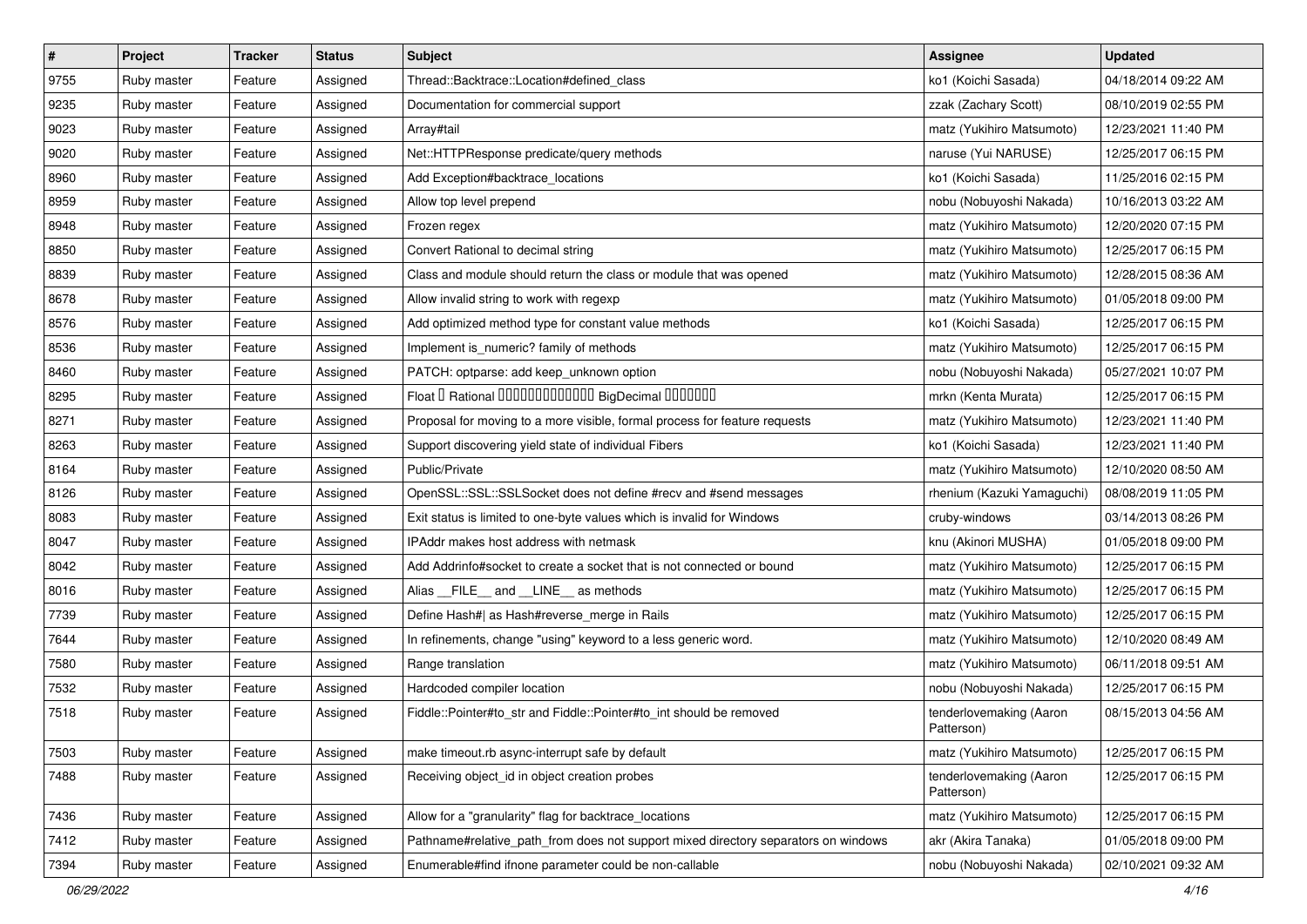| # | Project | Tracker | Status | Subject | Assignee | Updated |
|---|---|---|---|---|---|---|
| 9755 | Ruby master | Feature | Assigned | Thread::Backtrace::Location#defined_class | ko1 (Koichi Sasada) | 04/18/2014 09:22 AM |
| 9235 | Ruby master | Feature | Assigned | Documentation for commercial support | zzak (Zachary Scott) | 08/10/2019 02:55 PM |
| 9023 | Ruby master | Feature | Assigned | Array#tail | matz (Yukihiro Matsumoto) | 12/23/2021 11:40 PM |
| 9020 | Ruby master | Feature | Assigned | Net::HTTPResponse predicate/query methods | naruse (Yui NARUSE) | 12/25/2017 06:15 PM |
| 8960 | Ruby master | Feature | Assigned | Add Exception#backtrace_locations | ko1 (Koichi Sasada) | 11/25/2016 02:15 PM |
| 8959 | Ruby master | Feature | Assigned | Allow top level prepend | nobu (Nobuyoshi Nakada) | 10/16/2013 03:22 AM |
| 8948 | Ruby master | Feature | Assigned | Frozen regex | matz (Yukihiro Matsumoto) | 12/20/2020 07:15 PM |
| 8850 | Ruby master | Feature | Assigned | Convert Rational to decimal string | matz (Yukihiro Matsumoto) | 12/25/2017 06:15 PM |
| 8839 | Ruby master | Feature | Assigned | Class and module should return the class or module that was opened | matz (Yukihiro Matsumoto) | 12/28/2015 08:36 AM |
| 8678 | Ruby master | Feature | Assigned | Allow invalid string to work with regexp | matz (Yukihiro Matsumoto) | 01/05/2018 09:00 PM |
| 8576 | Ruby master | Feature | Assigned | Add optimized method type for constant value methods | ko1 (Koichi Sasada) | 12/25/2017 06:15 PM |
| 8536 | Ruby master | Feature | Assigned | Implement is_numeric? family of methods | matz (Yukihiro Matsumoto) | 12/25/2017 06:15 PM |
| 8460 | Ruby master | Feature | Assigned | PATCH: optparse: add keep_unknown option | nobu (Nobuyoshi Nakada) | 05/27/2021 10:07 PM |
| 8295 | Ruby master | Feature | Assigned | Float � Rational ������������� BigDecimal ������� | mrkn (Kenta Murata) | 12/25/2017 06:15 PM |
| 8271 | Ruby master | Feature | Assigned | Proposal for moving to a more visible, formal process for feature requests | matz (Yukihiro Matsumoto) | 12/23/2021 11:40 PM |
| 8263 | Ruby master | Feature | Assigned | Support discovering yield state of individual Fibers | ko1 (Koichi Sasada) | 12/23/2021 11:40 PM |
| 8164 | Ruby master | Feature | Assigned | Public/Private | matz (Yukihiro Matsumoto) | 12/10/2020 08:50 AM |
| 8126 | Ruby master | Feature | Assigned | OpenSSL::SSL::SSLSocket does not define #recv and #send messages | rhenium (Kazuki Yamaguchi) | 08/08/2019 11:05 PM |
| 8083 | Ruby master | Feature | Assigned | Exit status is limited to one-byte values which is invalid for Windows | cruby-windows | 03/14/2013 08:26 PM |
| 8047 | Ruby master | Feature | Assigned | IPAddr makes host address with netmask | knu (Akinori MUSHA) | 01/05/2018 09:00 PM |
| 8042 | Ruby master | Feature | Assigned | Add Addrinfo#socket to create a socket that is not connected or bound | matz (Yukihiro Matsumoto) | 12/25/2017 06:15 PM |
| 8016 | Ruby master | Feature | Assigned | Alias __FILE__ and __LINE__ as methods | matz (Yukihiro Matsumoto) | 12/25/2017 06:15 PM |
| 7739 | Ruby master | Feature | Assigned | Define Hash#\| as Hash#reverse_merge in Rails | matz (Yukihiro Matsumoto) | 12/25/2017 06:15 PM |
| 7644 | Ruby master | Feature | Assigned | In refinements, change "using" keyword to a less generic word. | matz (Yukihiro Matsumoto) | 12/10/2020 08:49 AM |
| 7580 | Ruby master | Feature | Assigned | Range translation | matz (Yukihiro Matsumoto) | 06/11/2018 09:51 AM |
| 7532 | Ruby master | Feature | Assigned | Hardcoded compiler location | nobu (Nobuyoshi Nakada) | 12/25/2017 06:15 PM |
| 7518 | Ruby master | Feature | Assigned | Fiddle::Pointer#to_str and Fiddle::Pointer#to_int should be removed | tenderlovemaking (Aaron Patterson) | 08/15/2013 04:56 AM |
| 7503 | Ruby master | Feature | Assigned | make timeout.rb async-interrupt safe by default | matz (Yukihiro Matsumoto) | 12/25/2017 06:15 PM |
| 7488 | Ruby master | Feature | Assigned | Receiving object_id in object creation probes | tenderlovemaking (Aaron Patterson) | 12/25/2017 06:15 PM |
| 7436 | Ruby master | Feature | Assigned | Allow for a "granularity" flag for backtrace_locations | matz (Yukihiro Matsumoto) | 12/25/2017 06:15 PM |
| 7412 | Ruby master | Feature | Assigned | Pathname#relative_path_from does not support mixed directory separators on windows | akr (Akira Tanaka) | 01/05/2018 09:00 PM |
| 7394 | Ruby master | Feature | Assigned | Enumerable#find ifnone parameter could be non-callable | nobu (Nobuyoshi Nakada) | 02/10/2021 09:32 AM |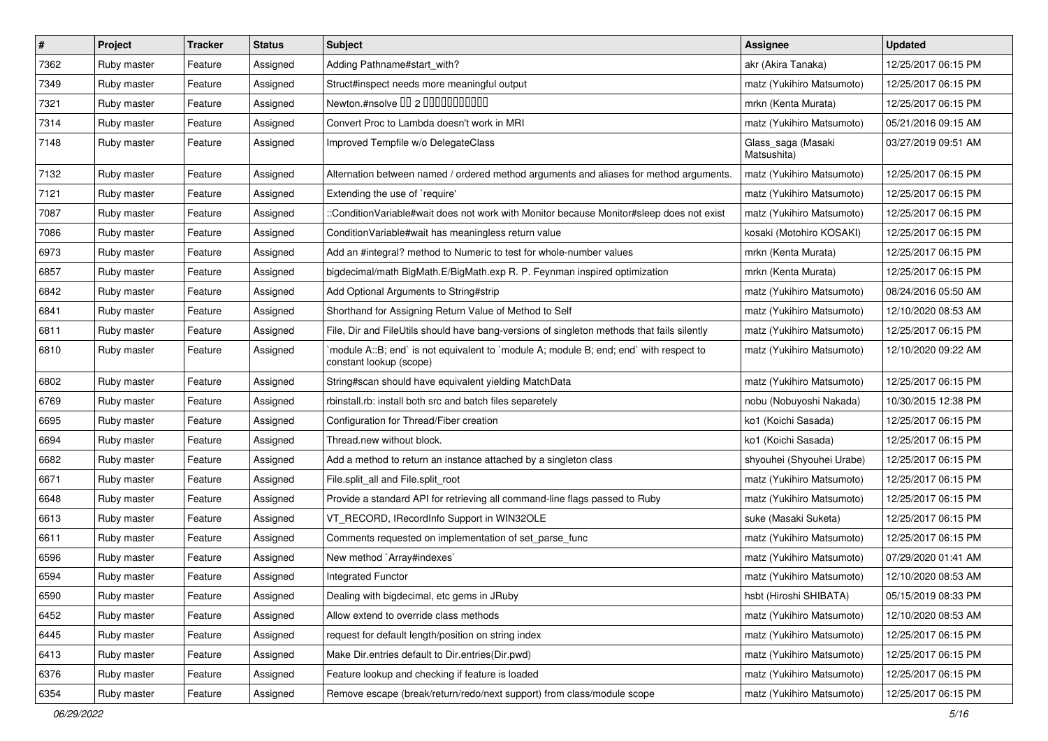| # | Project | Tracker | Status | Subject | Assignee | Updated |
|---|---|---|---|---|---|---|
| 7362 | Ruby master | Feature | Assigned | Adding Pathname#start_with? | akr (Akira Tanaka) | 12/25/2017 06:15 PM |
| 7349 | Ruby master | Feature | Assigned | Struct#inspect needs more meaningful output | matz (Yukihiro Matsumoto) | 12/25/2017 06:15 PM |
| 7321 | Ruby master | Feature | Assigned | Newton.#nsolve 00 2 0000000000 | mrkn (Kenta Murata) | 12/25/2017 06:15 PM |
| 7314 | Ruby master | Feature | Assigned | Convert Proc to Lambda doesn't work in MRI | matz (Yukihiro Matsumoto) | 05/21/2016 09:15 AM |
| 7148 | Ruby master | Feature | Assigned | Improved Tempfile w/o DelegateClass | Glass_saga (Masaki Matsushita) | 03/27/2019 09:51 AM |
| 7132 | Ruby master | Feature | Assigned | Alternation between named / ordered method arguments and aliases for method arguments. | matz (Yukihiro Matsumoto) | 12/25/2017 06:15 PM |
| 7121 | Ruby master | Feature | Assigned | Extending the use of `require' | matz (Yukihiro Matsumoto) | 12/25/2017 06:15 PM |
| 7087 | Ruby master | Feature | Assigned | ::ConditionVariable#wait does not work with Monitor because Monitor#sleep does not exist | matz (Yukihiro Matsumoto) | 12/25/2017 06:15 PM |
| 7086 | Ruby master | Feature | Assigned | ConditionVariable#wait has meaningless return value | kosaki (Motohiro KOSAKI) | 12/25/2017 06:15 PM |
| 6973 | Ruby master | Feature | Assigned | Add an #integral? method to Numeric to test for whole-number values | mrkn (Kenta Murata) | 12/25/2017 06:15 PM |
| 6857 | Ruby master | Feature | Assigned | bigdecimal/math BigMath.E/BigMath.exp R. P. Feynman inspired optimization | mrkn (Kenta Murata) | 12/25/2017 06:15 PM |
| 6842 | Ruby master | Feature | Assigned | Add Optional Arguments to String#strip | matz (Yukihiro Matsumoto) | 08/24/2016 05:50 AM |
| 6841 | Ruby master | Feature | Assigned | Shorthand for Assigning Return Value of Method to Self | matz (Yukihiro Matsumoto) | 12/10/2020 08:53 AM |
| 6811 | Ruby master | Feature | Assigned | File, Dir and FileUtils should have bang-versions of singleton methods that fails silently | matz (Yukihiro Matsumoto) | 12/25/2017 06:15 PM |
| 6810 | Ruby master | Feature | Assigned | `module A::B; end` is not equivalent to `module A; module B; end; end` with respect to constant lookup (scope) | matz (Yukihiro Matsumoto) | 12/10/2020 09:22 AM |
| 6802 | Ruby master | Feature | Assigned | String#scan should have equivalent yielding MatchData | matz (Yukihiro Matsumoto) | 12/25/2017 06:15 PM |
| 6769 | Ruby master | Feature | Assigned | rbinstall.rb: install both src and batch files separetely | nobu (Nobuyoshi Nakada) | 10/30/2015 12:38 PM |
| 6695 | Ruby master | Feature | Assigned | Configuration for Thread/Fiber creation | ko1 (Koichi Sasada) | 12/25/2017 06:15 PM |
| 6694 | Ruby master | Feature | Assigned | Thread.new without block. | ko1 (Koichi Sasada) | 12/25/2017 06:15 PM |
| 6682 | Ruby master | Feature | Assigned | Add a method to return an instance attached by a singleton class | shyouhei (Shyouhei Urabe) | 12/25/2017 06:15 PM |
| 6671 | Ruby master | Feature | Assigned | File.split_all and File.split_root | matz (Yukihiro Matsumoto) | 12/25/2017 06:15 PM |
| 6648 | Ruby master | Feature | Assigned | Provide a standard API for retrieving all command-line flags passed to Ruby | matz (Yukihiro Matsumoto) | 12/25/2017 06:15 PM |
| 6613 | Ruby master | Feature | Assigned | VT_RECORD, IRecordInfo Support in WIN32OLE | suke (Masaki Suketa) | 12/25/2017 06:15 PM |
| 6611 | Ruby master | Feature | Assigned | Comments requested on implementation of set_parse_func | matz (Yukihiro Matsumoto) | 12/25/2017 06:15 PM |
| 6596 | Ruby master | Feature | Assigned | New method `Array#indexes` | matz (Yukihiro Matsumoto) | 07/29/2020 01:41 AM |
| 6594 | Ruby master | Feature | Assigned | Integrated Functor | matz (Yukihiro Matsumoto) | 12/10/2020 08:53 AM |
| 6590 | Ruby master | Feature | Assigned | Dealing with bigdecimal, etc gems in JRuby | hsbt (Hiroshi SHIBATA) | 05/15/2019 08:33 PM |
| 6452 | Ruby master | Feature | Assigned | Allow extend to override class methods | matz (Yukihiro Matsumoto) | 12/10/2020 08:53 AM |
| 6445 | Ruby master | Feature | Assigned | request for default length/position on string index | matz (Yukihiro Matsumoto) | 12/25/2017 06:15 PM |
| 6413 | Ruby master | Feature | Assigned | Make Dir.entries default to Dir.entries(Dir.pwd) | matz (Yukihiro Matsumoto) | 12/25/2017 06:15 PM |
| 6376 | Ruby master | Feature | Assigned | Feature lookup and checking if feature is loaded | matz (Yukihiro Matsumoto) | 12/25/2017 06:15 PM |
| 6354 | Ruby master | Feature | Assigned | Remove escape (break/return/redo/next support) from class/module scope | matz (Yukihiro Matsumoto) | 12/25/2017 06:15 PM |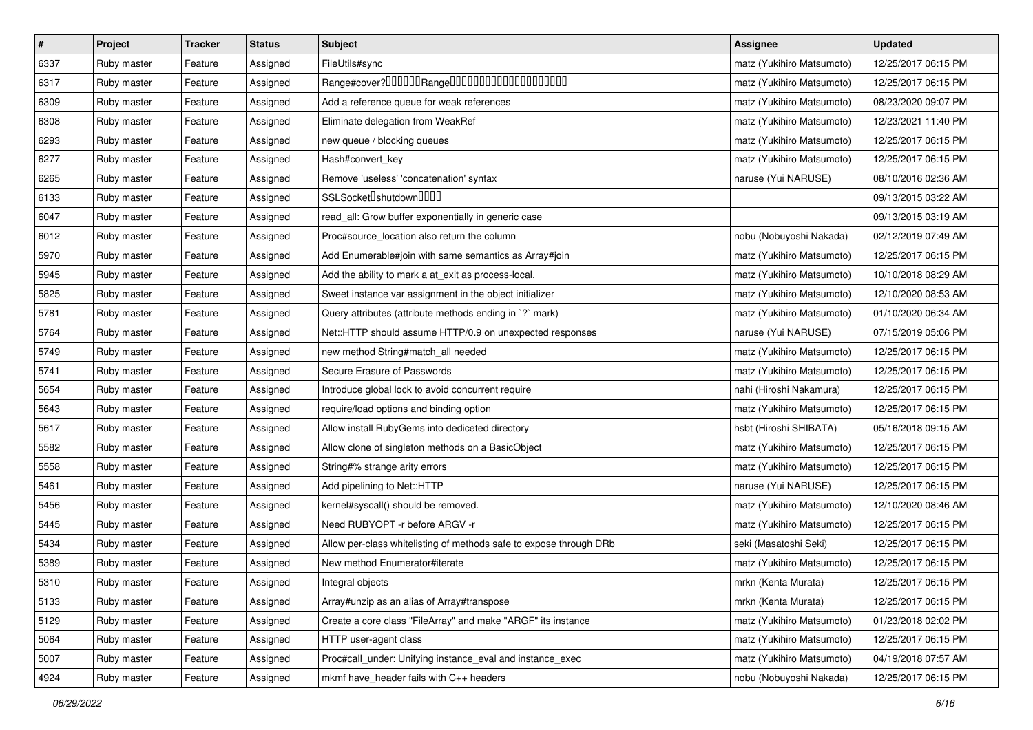| # | Project | Tracker | Status | Subject | Assignee | Updated |
|---|---|---|---|---|---|---|
| 6337 | Ruby master | Feature | Assigned | FileUtils#sync | matz (Yukihiro Matsumoto) | 12/25/2017 06:15 PM |
| 6317 | Ruby master | Feature | Assigned | Range#cover?������Range��������������������� | matz (Yukihiro Matsumoto) | 12/25/2017 06:15 PM |
| 6309 | Ruby master | Feature | Assigned | Add a reference queue for weak references | matz (Yukihiro Matsumoto) | 08/23/2020 09:07 PM |
| 6308 | Ruby master | Feature | Assigned | Eliminate delegation from WeakRef | matz (Yukihiro Matsumoto) | 12/23/2021 11:40 PM |
| 6293 | Ruby master | Feature | Assigned | new queue / blocking queues | matz (Yukihiro Matsumoto) | 12/25/2017 06:15 PM |
| 6277 | Ruby master | Feature | Assigned | Hash#convert_key | matz (Yukihiro Matsumoto) | 12/25/2017 06:15 PM |
| 6265 | Ruby master | Feature | Assigned | Remove 'useless' 'concatenation' syntax | naruse (Yui NARUSE) | 08/10/2016 02:36 AM |
| 6133 | Ruby master | Feature | Assigned | SSLSocket�shutdown���� | | 09/13/2015 03:22 AM |
| 6047 | Ruby master | Feature | Assigned | read_all: Grow buffer exponentially in generic case | | 09/13/2015 03:19 AM |
| 6012 | Ruby master | Feature | Assigned | Proc#source_location also return the column | nobu (Nobuyoshi Nakada) | 02/12/2019 07:49 AM |
| 5970 | Ruby master | Feature | Assigned | Add Enumerable#join with same semantics as Array#join | matz (Yukihiro Matsumoto) | 12/25/2017 06:15 PM |
| 5945 | Ruby master | Feature | Assigned | Add the ability to mark a at_exit as process-local. | matz (Yukihiro Matsumoto) | 10/10/2018 08:29 AM |
| 5825 | Ruby master | Feature | Assigned | Sweet instance var assignment in the object initializer | matz (Yukihiro Matsumoto) | 12/10/2020 08:53 AM |
| 5781 | Ruby master | Feature | Assigned | Query attributes (attribute methods ending in `?` mark) | matz (Yukihiro Matsumoto) | 01/10/2020 06:34 AM |
| 5764 | Ruby master | Feature | Assigned | Net::HTTP should assume HTTP/0.9 on unexpected responses | naruse (Yui NARUSE) | 07/15/2019 05:06 PM |
| 5749 | Ruby master | Feature | Assigned | new method String#match_all needed | matz (Yukihiro Matsumoto) | 12/25/2017 06:15 PM |
| 5741 | Ruby master | Feature | Assigned | Secure Erasure of Passwords | matz (Yukihiro Matsumoto) | 12/25/2017 06:15 PM |
| 5654 | Ruby master | Feature | Assigned | Introduce global lock to avoid concurrent require | nahi (Hiroshi Nakamura) | 12/25/2017 06:15 PM |
| 5643 | Ruby master | Feature | Assigned | require/load options and binding option | matz (Yukihiro Matsumoto) | 12/25/2017 06:15 PM |
| 5617 | Ruby master | Feature | Assigned | Allow install RubyGems into dediceted directory | hsbt (Hiroshi SHIBATA) | 05/16/2018 09:15 AM |
| 5582 | Ruby master | Feature | Assigned | Allow clone of singleton methods on a BasicObject | matz (Yukihiro Matsumoto) | 12/25/2017 06:15 PM |
| 5558 | Ruby master | Feature | Assigned | String#% strange arity errors | matz (Yukihiro Matsumoto) | 12/25/2017 06:15 PM |
| 5461 | Ruby master | Feature | Assigned | Add pipelining to Net::HTTP | naruse (Yui NARUSE) | 12/25/2017 06:15 PM |
| 5456 | Ruby master | Feature | Assigned | kernel#syscall() should be removed. | matz (Yukihiro Matsumoto) | 12/10/2020 08:46 AM |
| 5445 | Ruby master | Feature | Assigned | Need RUBYOPT -r before ARGV -r | matz (Yukihiro Matsumoto) | 12/25/2017 06:15 PM |
| 5434 | Ruby master | Feature | Assigned | Allow per-class whitelisting of methods safe to expose through DRb | seki (Masatoshi Seki) | 12/25/2017 06:15 PM |
| 5389 | Ruby master | Feature | Assigned | New method Enumerator#iterate | matz (Yukihiro Matsumoto) | 12/25/2017 06:15 PM |
| 5310 | Ruby master | Feature | Assigned | Integral objects | mrkn (Kenta Murata) | 12/25/2017 06:15 PM |
| 5133 | Ruby master | Feature | Assigned | Array#unzip as an alias of Array#transpose | mrkn (Kenta Murata) | 12/25/2017 06:15 PM |
| 5129 | Ruby master | Feature | Assigned | Create a core class "FileArray" and make "ARGF" its instance | matz (Yukihiro Matsumoto) | 01/23/2018 02:02 PM |
| 5064 | Ruby master | Feature | Assigned | HTTP user-agent class | matz (Yukihiro Matsumoto) | 12/25/2017 06:15 PM |
| 5007 | Ruby master | Feature | Assigned | Proc#call_under: Unifying instance_eval and instance_exec | matz (Yukihiro Matsumoto) | 04/19/2018 07:57 AM |
| 4924 | Ruby master | Feature | Assigned | mkmf have_header fails with C++ headers | nobu (Nobuyoshi Nakada) | 12/25/2017 06:15 PM |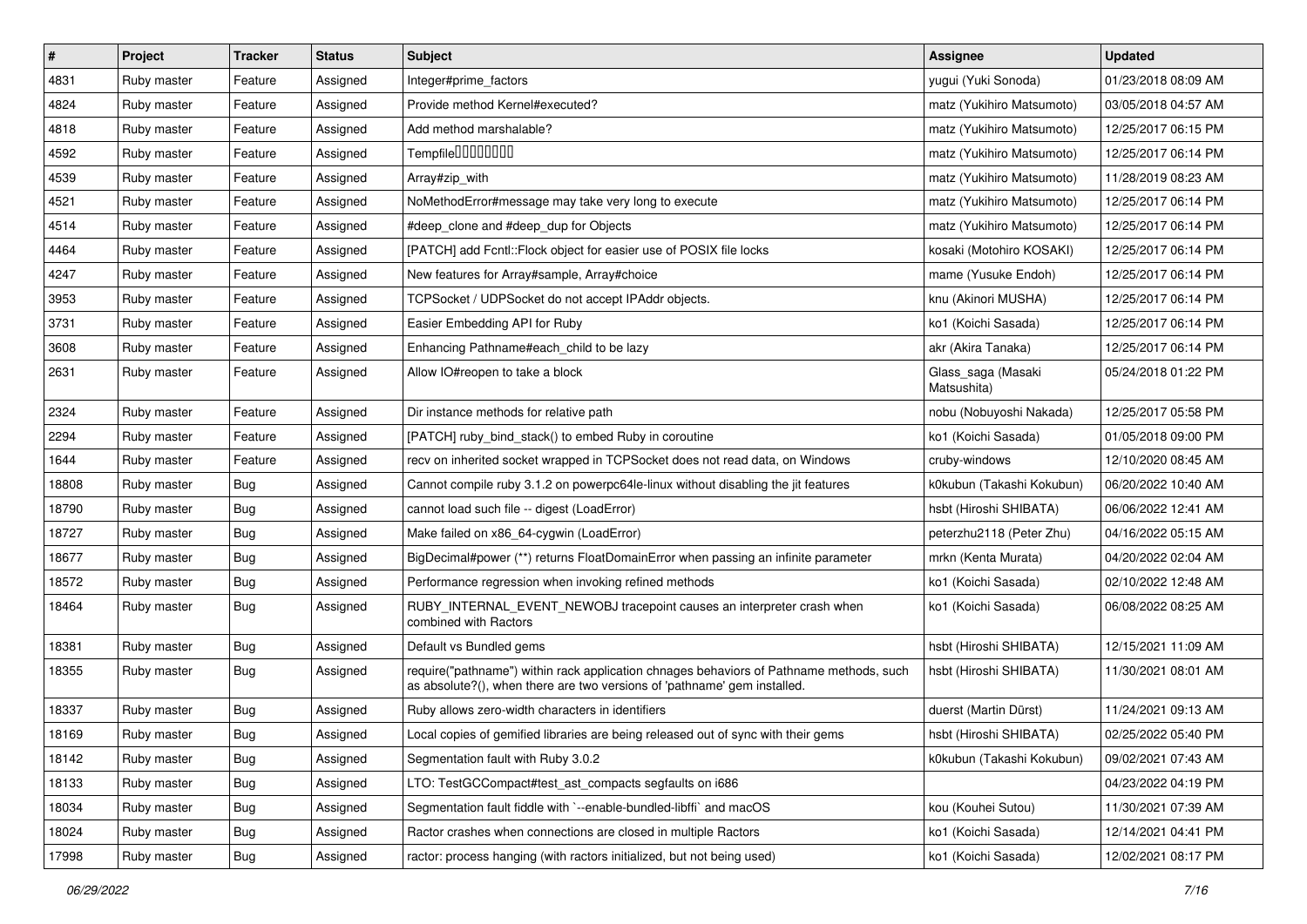| # | Project | Tracker | Status | Subject | Assignee | Updated |
|---|---|---|---|---|---|---|
| 4831 | Ruby master | Feature | Assigned | Integer#prime_factors | yugui (Yuki Sonoda) | 01/23/2018 08:09 AM |
| 4824 | Ruby master | Feature | Assigned | Provide method Kernel#executed? | matz (Yukihiro Matsumoto) | 03/05/2018 04:57 AM |
| 4818 | Ruby master | Feature | Assigned | Add method marshalable? | matz (Yukihiro Matsumoto) | 12/25/2017 06:15 PM |
| 4592 | Ruby master | Feature | Assigned | Tempfile□□□□□□□□ | matz (Yukihiro Matsumoto) | 12/25/2017 06:14 PM |
| 4539 | Ruby master | Feature | Assigned | Array#zip_with | matz (Yukihiro Matsumoto) | 11/28/2019 08:23 AM |
| 4521 | Ruby master | Feature | Assigned | NoMethodError#message may take very long to execute | matz (Yukihiro Matsumoto) | 12/25/2017 06:14 PM |
| 4514 | Ruby master | Feature | Assigned | #deep_clone and #deep_dup for Objects | matz (Yukihiro Matsumoto) | 12/25/2017 06:14 PM |
| 4464 | Ruby master | Feature | Assigned | [PATCH] add Fcntl::Flock object for easier use of POSIX file locks | kosaki (Motohiro KOSAKI) | 12/25/2017 06:14 PM |
| 4247 | Ruby master | Feature | Assigned | New features for Array#sample, Array#choice | mame (Yusuke Endoh) | 12/25/2017 06:14 PM |
| 3953 | Ruby master | Feature | Assigned | TCPSocket / UDPSocket do not accept IPAddr objects. | knu (Akinori MUSHA) | 12/25/2017 06:14 PM |
| 3731 | Ruby master | Feature | Assigned | Easier Embedding API for Ruby | ko1 (Koichi Sasada) | 12/25/2017 06:14 PM |
| 3608 | Ruby master | Feature | Assigned | Enhancing Pathname#each_child to be lazy | akr (Akira Tanaka) | 12/25/2017 06:14 PM |
| 2631 | Ruby master | Feature | Assigned | Allow IO#reopen to take a block | Glass_saga (Masaki Matsushita) | 05/24/2018 01:22 PM |
| 2324 | Ruby master | Feature | Assigned | Dir instance methods for relative path | nobu (Nobuyoshi Nakada) | 12/25/2017 05:58 PM |
| 2294 | Ruby master | Feature | Assigned | [PATCH] ruby_bind_stack() to embed Ruby in coroutine | ko1 (Koichi Sasada) | 01/05/2018 09:00 PM |
| 1644 | Ruby master | Feature | Assigned | recv on inherited socket wrapped in TCPSocket does not read data, on Windows | cruby-windows | 12/10/2020 08:45 AM |
| 18808 | Ruby master | Bug | Assigned | Cannot compile ruby 3.1.2 on powerpc64le-linux without disabling the jit features | k0kubun (Takashi Kokubun) | 06/20/2022 10:40 AM |
| 18790 | Ruby master | Bug | Assigned | cannot load such file -- digest (LoadError) | hsbt (Hiroshi SHIBATA) | 06/06/2022 12:41 AM |
| 18727 | Ruby master | Bug | Assigned | Make failed on x86_64-cygwin (LoadError) | peterzhu2118 (Peter Zhu) | 04/16/2022 05:15 AM |
| 18677 | Ruby master | Bug | Assigned | BigDecimal#power (**) returns FloatDomainError when passing an infinite parameter | mrkn (Kenta Murata) | 04/20/2022 02:04 AM |
| 18572 | Ruby master | Bug | Assigned | Performance regression when invoking refined methods | ko1 (Koichi Sasada) | 02/10/2022 12:48 AM |
| 18464 | Ruby master | Bug | Assigned | RUBY_INTERNAL_EVENT_NEWOBJ tracepoint causes an interpreter crash when combined with Ractors | ko1 (Koichi Sasada) | 06/08/2022 08:25 AM |
| 18381 | Ruby master | Bug | Assigned | Default vs Bundled gems | hsbt (Hiroshi SHIBATA) | 12/15/2021 11:09 AM |
| 18355 | Ruby master | Bug | Assigned | require("pathname") within rack application chnages behaviors of Pathname methods, such as absolute?(), when there are two versions of 'pathname' gem installed. | hsbt (Hiroshi SHIBATA) | 11/30/2021 08:01 AM |
| 18337 | Ruby master | Bug | Assigned | Ruby allows zero-width characters in identifiers | duerst (Martin Dürst) | 11/24/2021 09:13 AM |
| 18169 | Ruby master | Bug | Assigned | Local copies of gemified libraries are being released out of sync with their gems | hsbt (Hiroshi SHIBATA) | 02/25/2022 05:40 PM |
| 18142 | Ruby master | Bug | Assigned | Segmentation fault with Ruby 3.0.2 | k0kubun (Takashi Kokubun) | 09/02/2021 07:43 AM |
| 18133 | Ruby master | Bug | Assigned | LTO: TestGCCompact#test_ast_compacts segfaults on i686 | | 04/23/2022 04:19 PM |
| 18034 | Ruby master | Bug | Assigned | Segmentation fault fiddle with `--enable-bundled-libffi` and macOS | kou (Kouhei Sutou) | 11/30/2021 07:39 AM |
| 18024 | Ruby master | Bug | Assigned | Ractor crashes when connections are closed in multiple Ractors | ko1 (Koichi Sasada) | 12/14/2021 04:41 PM |
| 17998 | Ruby master | Bug | Assigned | ractor: process hanging (with ractors initialized, but not being used) | ko1 (Koichi Sasada) | 12/02/2021 08:17 PM |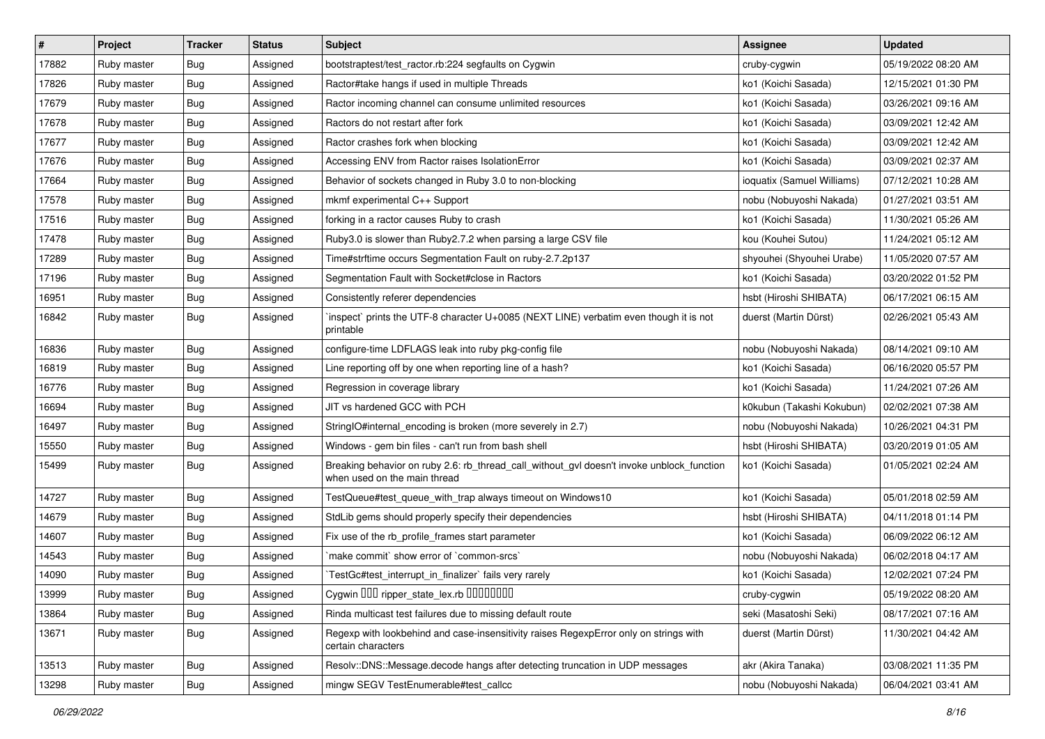| # | Project | Tracker | Status | Subject | Assignee | Updated |
|---|---|---|---|---|---|---|
| 17882 | Ruby master | Bug | Assigned | bootstraptest/test_ractor.rb:224 segfaults on Cygwin | cruby-cygwin | 05/19/2022 08:20 AM |
| 17826 | Ruby master | Bug | Assigned | Ractor#take hangs if used in multiple Threads | ko1 (Koichi Sasada) | 12/15/2021 01:30 PM |
| 17679 | Ruby master | Bug | Assigned | Ractor incoming channel can consume unlimited resources | ko1 (Koichi Sasada) | 03/26/2021 09:16 AM |
| 17678 | Ruby master | Bug | Assigned | Ractors do not restart after fork | ko1 (Koichi Sasada) | 03/09/2021 12:42 AM |
| 17677 | Ruby master | Bug | Assigned | Ractor crashes fork when blocking | ko1 (Koichi Sasada) | 03/09/2021 12:42 AM |
| 17676 | Ruby master | Bug | Assigned | Accessing ENV from Ractor raises IsolationError | ko1 (Koichi Sasada) | 03/09/2021 02:37 AM |
| 17664 | Ruby master | Bug | Assigned | Behavior of sockets changed in Ruby 3.0 to non-blocking | ioquatix (Samuel Williams) | 07/12/2021 10:28 AM |
| 17578 | Ruby master | Bug | Assigned | mkmf experimental C++ Support | nobu (Nobuyoshi Nakada) | 01/27/2021 03:51 AM |
| 17516 | Ruby master | Bug | Assigned | forking in a ractor causes Ruby to crash | ko1 (Koichi Sasada) | 11/30/2021 05:26 AM |
| 17478 | Ruby master | Bug | Assigned | Ruby3.0 is slower than Ruby2.7.2 when parsing a large CSV file | kou (Kouhei Sutou) | 11/24/2021 05:12 AM |
| 17289 | Ruby master | Bug | Assigned | Time#strftime occurs Segmentation Fault on ruby-2.7.2p137 | shyouhei (Shyouhei Urabe) | 11/05/2020 07:57 AM |
| 17196 | Ruby master | Bug | Assigned | Segmentation Fault with Socket#close in Ractors | ko1 (Koichi Sasada) | 03/20/2022 01:52 PM |
| 16951 | Ruby master | Bug | Assigned | Consistently referer dependencies | hsbt (Hiroshi SHIBATA) | 06/17/2021 06:15 AM |
| 16842 | Ruby master | Bug | Assigned | `inspect` prints the UTF-8 character U+0085 (NEXT LINE) verbatim even though it is not printable | duerst (Martin Dürst) | 02/26/2021 05:43 AM |
| 16836 | Ruby master | Bug | Assigned | configure-time LDFLAGS leak into ruby pkg-config file | nobu (Nobuyoshi Nakada) | 08/14/2021 09:10 AM |
| 16819 | Ruby master | Bug | Assigned | Line reporting off by one when reporting line of a hash? | ko1 (Koichi Sasada) | 06/16/2020 05:57 PM |
| 16776 | Ruby master | Bug | Assigned | Regression in coverage library | ko1 (Koichi Sasada) | 11/24/2021 07:26 AM |
| 16694 | Ruby master | Bug | Assigned | JIT vs hardened GCC with PCH | k0kubun (Takashi Kokubun) | 02/02/2021 07:38 AM |
| 16497 | Ruby master | Bug | Assigned | StringIO#internal_encoding is broken (more severely in 2.7) | nobu (Nobuyoshi Nakada) | 10/26/2021 04:31 PM |
| 15550 | Ruby master | Bug | Assigned | Windows - gem bin files - can't run from bash shell | hsbt (Hiroshi SHIBATA) | 03/20/2019 01:05 AM |
| 15499 | Ruby master | Bug | Assigned | Breaking behavior on ruby 2.6: rb_thread_call_without_gvl doesn't invoke unblock_function when used on the main thread | ko1 (Koichi Sasada) | 01/05/2021 02:24 AM |
| 14727 | Ruby master | Bug | Assigned | TestQueue#test_queue_with_trap always timeout on Windows10 | ko1 (Koichi Sasada) | 05/01/2018 02:59 AM |
| 14679 | Ruby master | Bug | Assigned | StdLib gems should properly specify their dependencies | hsbt (Hiroshi SHIBATA) | 04/11/2018 01:14 PM |
| 14607 | Ruby master | Bug | Assigned | Fix use of the rb_profile_frames start parameter | ko1 (Koichi Sasada) | 06/09/2022 06:12 AM |
| 14543 | Ruby master | Bug | Assigned | `make commit` show error of `common-srcs` | nobu (Nobuyoshi Nakada) | 06/02/2018 04:17 AM |
| 14090 | Ruby master | Bug | Assigned | `TestGc#test_interrupt_in_finalizer` fails very rarely | ko1 (Koichi Sasada) | 12/02/2021 07:24 PM |
| 13999 | Ruby master | Bug | Assigned | Cygwin ??? ripper_state_lex.rb ???????? | cruby-cygwin | 05/19/2022 08:20 AM |
| 13864 | Ruby master | Bug | Assigned | Rinda multicast test failures due to missing default route | seki (Masatoshi Seki) | 08/17/2021 07:16 AM |
| 13671 | Ruby master | Bug | Assigned | Regexp with lookbehind and case-insensitivity raises RegexpError only on strings with certain characters | duerst (Martin Dürst) | 11/30/2021 04:42 AM |
| 13513 | Ruby master | Bug | Assigned | Resolv::DNS::Message.decode hangs after detecting truncation in UDP messages | akr (Akira Tanaka) | 03/08/2021 11:35 PM |
| 13298 | Ruby master | Bug | Assigned | mingw SEGV TestEnumerable#test_callcc | nobu (Nobuyoshi Nakada) | 06/04/2021 03:41 AM |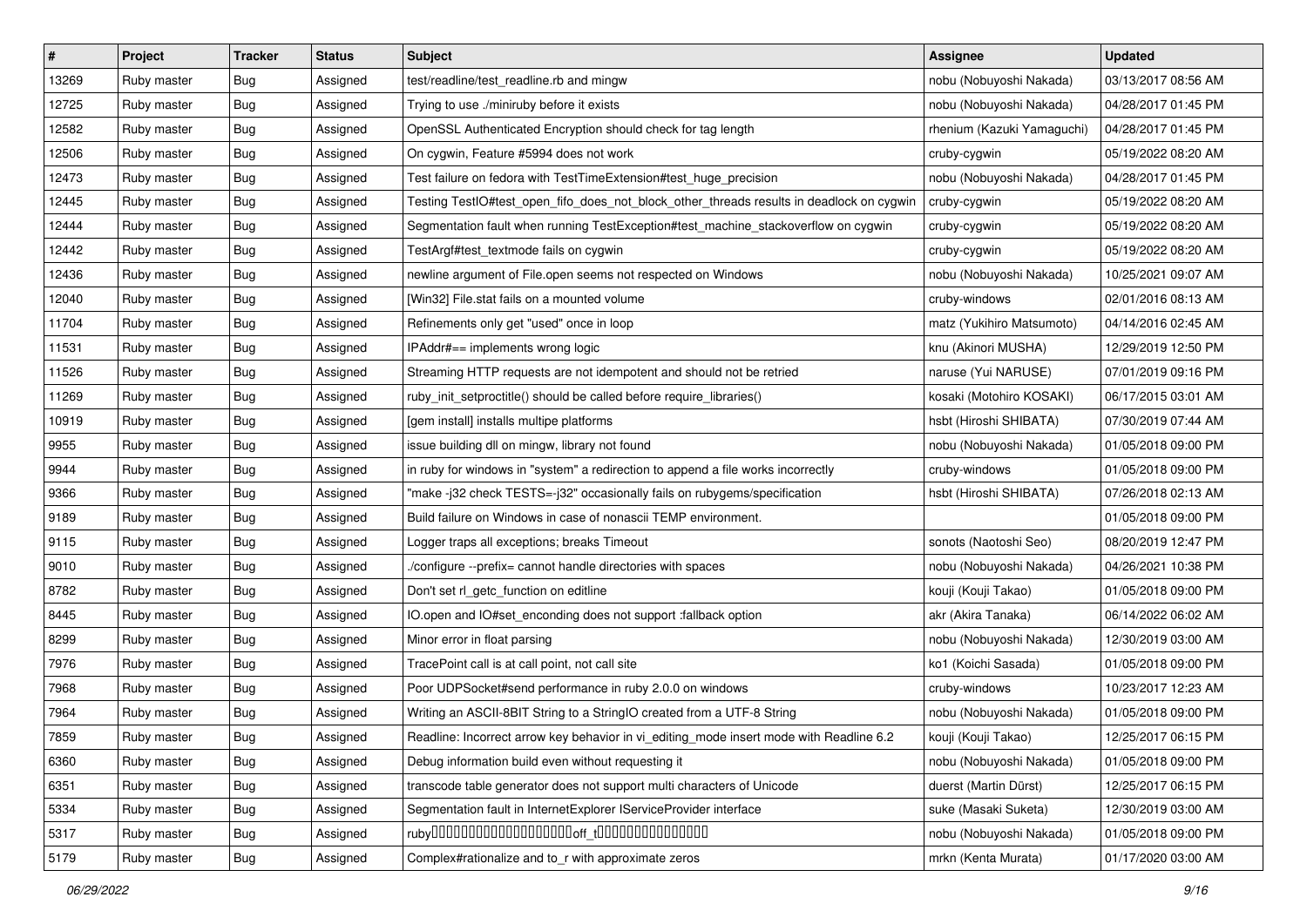| # | Project | Tracker | Status | Subject | Assignee | Updated |
|---|---|---|---|---|---|---|
| 13269 | Ruby master | Bug | Assigned | test/readline/test_readline.rb and mingw | nobu (Nobuyoshi Nakada) | 03/13/2017 08:56 AM |
| 12725 | Ruby master | Bug | Assigned | Trying to use ./miniruby before it exists | nobu (Nobuyoshi Nakada) | 04/28/2017 01:45 PM |
| 12582 | Ruby master | Bug | Assigned | OpenSSL Authenticated Encryption should check for tag length | rhenium (Kazuki Yamaguchi) | 04/28/2017 01:45 PM |
| 12506 | Ruby master | Bug | Assigned | On cygwin, Feature #5994 does not work | cruby-cygwin | 05/19/2022 08:20 AM |
| 12473 | Ruby master | Bug | Assigned | Test failure on fedora with TestTimeExtension#test_huge_precision | nobu (Nobuyoshi Nakada) | 04/28/2017 01:45 PM |
| 12445 | Ruby master | Bug | Assigned | Testing TestIO#test_open_fifo_does_not_block_other_threads results in deadlock on cygwin | cruby-cygwin | 05/19/2022 08:20 AM |
| 12444 | Ruby master | Bug | Assigned | Segmentation fault when running TestException#test_machine_stackoverflow on cygwin | cruby-cygwin | 05/19/2022 08:20 AM |
| 12442 | Ruby master | Bug | Assigned | TestArgf#test_textmode fails on cygwin | cruby-cygwin | 05/19/2022 08:20 AM |
| 12436 | Ruby master | Bug | Assigned | newline argument of File.open seems not respected on Windows | nobu (Nobuyoshi Nakada) | 10/25/2021 09:07 AM |
| 12040 | Ruby master | Bug | Assigned | [Win32] File.stat fails on a mounted volume | cruby-windows | 02/01/2016 08:13 AM |
| 11704 | Ruby master | Bug | Assigned | Refinements only get "used" once in loop | matz (Yukihiro Matsumoto) | 04/14/2016 02:45 AM |
| 11531 | Ruby master | Bug | Assigned | IPAddr#== implements wrong logic | knu (Akinori MUSHA) | 12/29/2019 12:50 PM |
| 11526 | Ruby master | Bug | Assigned | Streaming HTTP requests are not idempotent and should not be retried | naruse (Yui NARUSE) | 07/01/2019 09:16 PM |
| 11269 | Ruby master | Bug | Assigned | ruby_init_setproctitle() should be called before require_libraries() | kosaki (Motohiro KOSAKI) | 06/17/2015 03:01 AM |
| 10919 | Ruby master | Bug | Assigned | [gem install] installs multipe platforms | hsbt (Hiroshi SHIBATA) | 07/30/2019 07:44 AM |
| 9955 | Ruby master | Bug | Assigned | issue building dll on mingw, library not found | nobu (Nobuyoshi Nakada) | 01/05/2018 09:00 PM |
| 9944 | Ruby master | Bug | Assigned | in ruby for windows in "system" a redirection to append a file works incorrectly | cruby-windows | 01/05/2018 09:00 PM |
| 9366 | Ruby master | Bug | Assigned | "make -j32 check TESTS=-j32" occasionally fails on rubygems/specification | hsbt (Hiroshi SHIBATA) | 07/26/2018 02:13 AM |
| 9189 | Ruby master | Bug | Assigned | Build failure on Windows in case of nonascii TEMP environment. | | 01/05/2018 09:00 PM |
| 9115 | Ruby master | Bug | Assigned | Logger traps all exceptions; breaks Timeout | sonots (Naotoshi Seo) | 08/20/2019 12:47 PM |
| 9010 | Ruby master | Bug | Assigned | ./configure --prefix= cannot handle directories with spaces | nobu (Nobuyoshi Nakada) | 04/26/2021 10:38 PM |
| 8782 | Ruby master | Bug | Assigned | Don't set rl_getc_function on editline | kouji (Kouji Takao) | 01/05/2018 09:00 PM |
| 8445 | Ruby master | Bug | Assigned | IO.open and IO#set_enconding does not support :fallback option | akr (Akira Tanaka) | 06/14/2022 06:02 AM |
| 8299 | Ruby master | Bug | Assigned | Minor error in float parsing | nobu (Nobuyoshi Nakada) | 12/30/2019 03:00 AM |
| 7976 | Ruby master | Bug | Assigned | TracePoint call is at call point, not call site | ko1 (Koichi Sasada) | 01/05/2018 09:00 PM |
| 7968 | Ruby master | Bug | Assigned | Poor UDPSocket#send performance in ruby 2.0.0 on windows | cruby-windows | 10/23/2017 12:23 AM |
| 7964 | Ruby master | Bug | Assigned | Writing an ASCII-8BIT String to a StringIO created from a UTF-8 String | nobu (Nobuyoshi Nakada) | 01/05/2018 09:00 PM |
| 7859 | Ruby master | Bug | Assigned | Readline: Incorrect arrow key behavior in vi_editing_mode insert mode with Readline 6.2 | kouji (Kouji Takao) | 12/25/2017 06:15 PM |
| 6360 | Ruby master | Bug | Assigned | Debug information build even without requesting it | nobu (Nobuyoshi Nakada) | 01/05/2018 09:00 PM |
| 6351 | Ruby master | Bug | Assigned | transcode table generator does not support multi characters of Unicode | duerst (Martin Dürst) | 12/25/2017 06:15 PM |
| 5334 | Ruby master | Bug | Assigned | Segmentation fault in InternetExplorer IServiceProvider interface | suke (Masaki Suketa) | 12/30/2019 03:00 AM |
| 5317 | Ruby master | Bug | Assigned | ruby�����������������������off_t��������������� | nobu (Nobuyoshi Nakada) | 01/05/2018 09:00 PM |
| 5179 | Ruby master | Bug | Assigned | Complex#rationalize and to_r with approximate zeros | mrkn (Kenta Murata) | 01/17/2020 03:00 AM |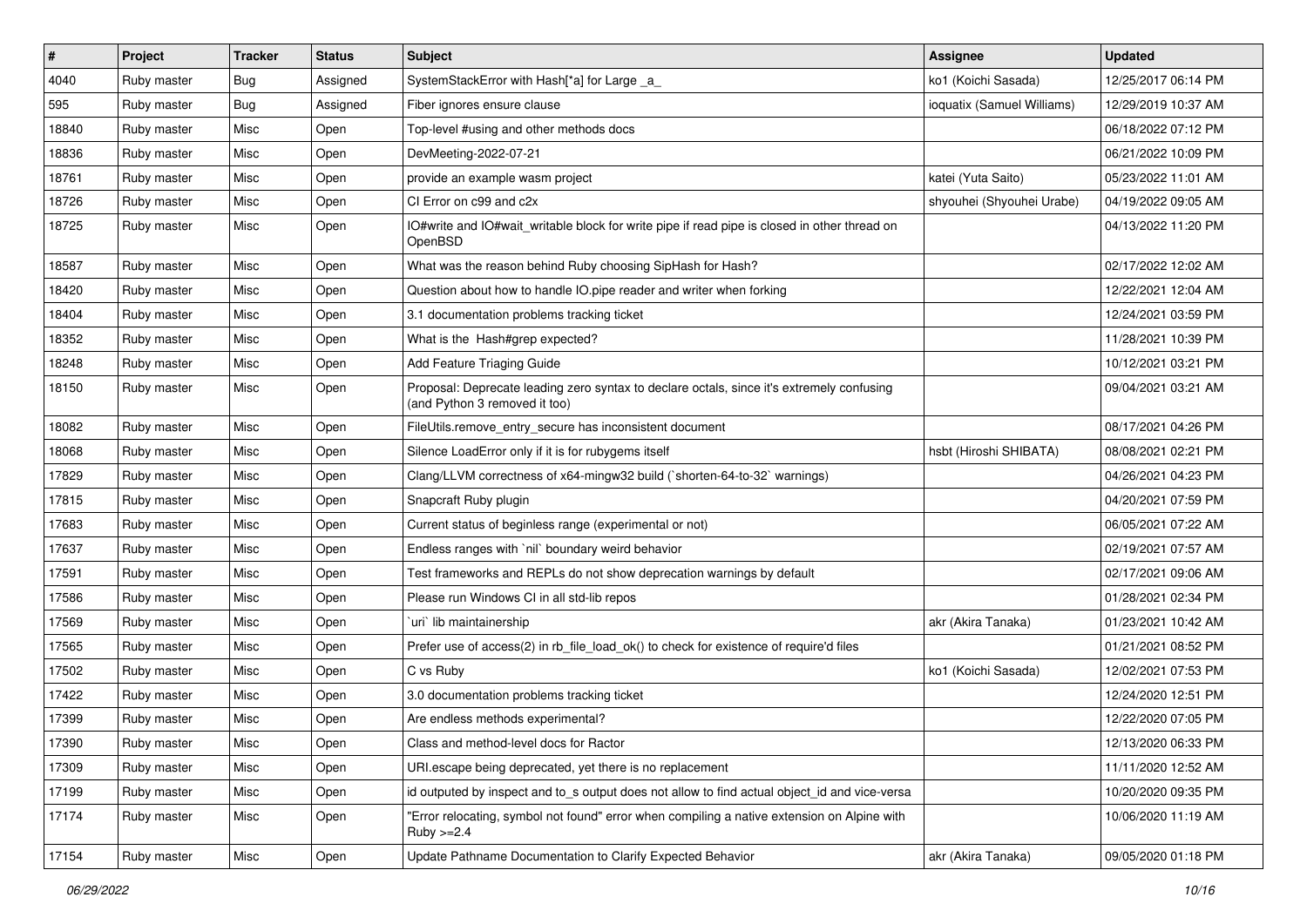| # | Project | Tracker | Status | Subject | Assignee | Updated |
|---|---|---|---|---|---|---|
| 4040 | Ruby master | Bug | Assigned | SystemStackError with Hash[*a] for Large _a_ | ko1 (Koichi Sasada) | 12/25/2017 06:14 PM |
| 595 | Ruby master | Bug | Assigned | Fiber ignores ensure clause | ioquatix (Samuel Williams) | 12/29/2019 10:37 AM |
| 18840 | Ruby master | Misc | Open | Top-level #using and other methods docs | | 06/18/2022 07:12 PM |
| 18836 | Ruby master | Misc | Open | DevMeeting-2022-07-21 | | 06/21/2022 10:09 PM |
| 18761 | Ruby master | Misc | Open | provide an example wasm project | katei (Yuta Saito) | 05/23/2022 11:01 AM |
| 18726 | Ruby master | Misc | Open | CI Error on c99 and c2x | shyouhei (Shyouhei Urabe) | 04/19/2022 09:05 AM |
| 18725 | Ruby master | Misc | Open | IO#write and IO#wait_writable block for write pipe if read pipe is closed in other thread on OpenBSD | | 04/13/2022 11:20 PM |
| 18587 | Ruby master | Misc | Open | What was the reason behind Ruby choosing SipHash for Hash? | | 02/17/2022 12:02 AM |
| 18420 | Ruby master | Misc | Open | Question about how to handle IO.pipe reader and writer when forking | | 12/22/2021 12:04 AM |
| 18404 | Ruby master | Misc | Open | 3.1 documentation problems tracking ticket | | 12/24/2021 03:59 PM |
| 18352 | Ruby master | Misc | Open | What is the Hash#grep expected? | | 11/28/2021 10:39 PM |
| 18248 | Ruby master | Misc | Open | Add Feature Triaging Guide | | 10/12/2021 03:21 PM |
| 18150 | Ruby master | Misc | Open | Proposal: Deprecate leading zero syntax to declare octals, since it's extremely confusing (and Python 3 removed it too) | | 09/04/2021 03:21 AM |
| 18082 | Ruby master | Misc | Open | FileUtils.remove_entry_secure has inconsistent document | | 08/17/2021 04:26 PM |
| 18068 | Ruby master | Misc | Open | Silence LoadError only if it is for rubygems itself | hsbt (Hiroshi SHIBATA) | 08/08/2021 02:21 PM |
| 17829 | Ruby master | Misc | Open | Clang/LLVM correctness of x64-mingw32 build (`shorten-64-to-32` warnings) | | 04/26/2021 04:23 PM |
| 17815 | Ruby master | Misc | Open | Snapcraft Ruby plugin | | 04/20/2021 07:59 PM |
| 17683 | Ruby master | Misc | Open | Current status of beginless range (experimental or not) | | 06/05/2021 07:22 AM |
| 17637 | Ruby master | Misc | Open | Endless ranges with `nil` boundary weird behavior | | 02/19/2021 07:57 AM |
| 17591 | Ruby master | Misc | Open | Test frameworks and REPLs do not show deprecation warnings by default | | 02/17/2021 09:06 AM |
| 17586 | Ruby master | Misc | Open | Please run Windows CI in all std-lib repos | | 01/28/2021 02:34 PM |
| 17569 | Ruby master | Misc | Open | `uri` lib maintainership | akr (Akira Tanaka) | 01/23/2021 10:42 AM |
| 17565 | Ruby master | Misc | Open | Prefer use of access(2) in rb_file_load_ok() to check for existence of require'd files | | 01/21/2021 08:52 PM |
| 17502 | Ruby master | Misc | Open | C vs Ruby | ko1 (Koichi Sasada) | 12/02/2021 07:53 PM |
| 17422 | Ruby master | Misc | Open | 3.0 documentation problems tracking ticket | | 12/24/2020 12:51 PM |
| 17399 | Ruby master | Misc | Open | Are endless methods experimental? | | 12/22/2020 07:05 PM |
| 17390 | Ruby master | Misc | Open | Class and method-level docs for Ractor | | 12/13/2020 06:33 PM |
| 17309 | Ruby master | Misc | Open | URI.escape being deprecated, yet there is no replacement | | 11/11/2020 12:52 AM |
| 17199 | Ruby master | Misc | Open | id outputed by inspect and to_s output does not allow to find actual object_id and vice-versa | | 10/20/2020 09:35 PM |
| 17174 | Ruby master | Misc | Open | "Error relocating, symbol not found" error when compiling a native extension on Alpine with Ruby >=2.4 | | 10/06/2020 11:19 AM |
| 17154 | Ruby master | Misc | Open | Update Pathname Documentation to Clarify Expected Behavior | akr (Akira Tanaka) | 09/05/2020 01:18 PM |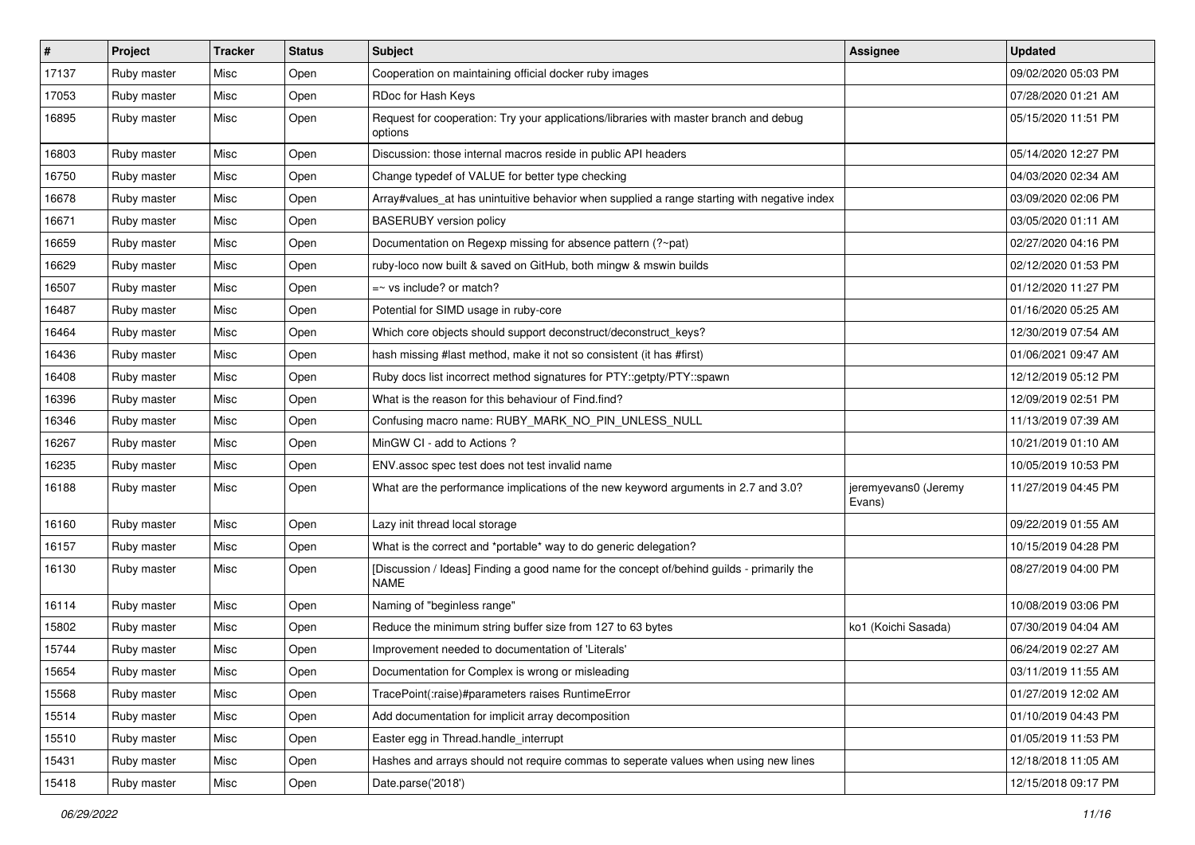| # | Project | Tracker | Status | Subject | Assignee | Updated |
|---|---|---|---|---|---|---|
| 17137 | Ruby master | Misc | Open | Cooperation on maintaining official docker ruby images | | 09/02/2020 05:03 PM |
| 17053 | Ruby master | Misc | Open | RDoc for Hash Keys | | 07/28/2020 01:21 AM |
| 16895 | Ruby master | Misc | Open | Request for cooperation: Try your applications/libraries with master branch and debug options | | 05/15/2020 11:51 PM |
| 16803 | Ruby master | Misc | Open | Discussion: those internal macros reside in public API headers | | 05/14/2020 12:27 PM |
| 16750 | Ruby master | Misc | Open | Change typedef of VALUE for better type checking | | 04/03/2020 02:34 AM |
| 16678 | Ruby master | Misc | Open | Array#values_at has unintuitive behavior when supplied a range starting with negative index | | 03/09/2020 02:06 PM |
| 16671 | Ruby master | Misc | Open | BASERUBY version policy | | 03/05/2020 01:11 AM |
| 16659 | Ruby master | Misc | Open | Documentation on Regexp missing for absence pattern (?~pat) | | 02/27/2020 04:16 PM |
| 16629 | Ruby master | Misc | Open | ruby-loco now built & saved on GitHub, both mingw & mswin builds | | 02/12/2020 01:53 PM |
| 16507 | Ruby master | Misc | Open | =~ vs include? or match? | | 01/12/2020 11:27 PM |
| 16487 | Ruby master | Misc | Open | Potential for SIMD usage in ruby-core | | 01/16/2020 05:25 AM |
| 16464 | Ruby master | Misc | Open | Which core objects should support deconstruct/deconstruct_keys? | | 12/30/2019 07:54 AM |
| 16436 | Ruby master | Misc | Open | hash missing #last method, make it not so consistent (it has #first) | | 01/06/2021 09:47 AM |
| 16408 | Ruby master | Misc | Open | Ruby docs list incorrect method signatures for PTY::getpty/PTY::spawn | | 12/12/2019 05:12 PM |
| 16396 | Ruby master | Misc | Open | What is the reason for this behaviour of Find.find? | | 12/09/2019 02:51 PM |
| 16346 | Ruby master | Misc | Open | Confusing macro name: RUBY_MARK_NO_PIN_UNLESS_NULL | | 11/13/2019 07:39 AM |
| 16267 | Ruby master | Misc | Open | MinGW CI - add to Actions ? | | 10/21/2019 01:10 AM |
| 16235 | Ruby master | Misc | Open | ENV.assoc spec test does not test invalid name | | 10/05/2019 10:53 PM |
| 16188 | Ruby master | Misc | Open | What are the performance implications of the new keyword arguments in 2.7 and 3.0? | jeremyevans0 (Jeremy Evans) | 11/27/2019 04:45 PM |
| 16160 | Ruby master | Misc | Open | Lazy init thread local storage | | 09/22/2019 01:55 AM |
| 16157 | Ruby master | Misc | Open | What is the correct and *portable* way to do generic delegation? | | 10/15/2019 04:28 PM |
| 16130 | Ruby master | Misc | Open | [Discussion / Ideas] Finding a good name for the concept of/behind guilds - primarily the NAME | | 08/27/2019 04:00 PM |
| 16114 | Ruby master | Misc | Open | Naming of "beginless range" | | 10/08/2019 03:06 PM |
| 15802 | Ruby master | Misc | Open | Reduce the minimum string buffer size from 127 to 63 bytes | ko1 (Koichi Sasada) | 07/30/2019 04:04 AM |
| 15744 | Ruby master | Misc | Open | Improvement needed to documentation of 'Literals' | | 06/24/2019 02:27 AM |
| 15654 | Ruby master | Misc | Open | Documentation for Complex is wrong or misleading | | 03/11/2019 11:55 AM |
| 15568 | Ruby master | Misc | Open | TracePoint(:raise)#parameters raises RuntimeError | | 01/27/2019 12:02 AM |
| 15514 | Ruby master | Misc | Open | Add documentation for implicit array decomposition | | 01/10/2019 04:43 PM |
| 15510 | Ruby master | Misc | Open | Easter egg in Thread.handle_interrupt | | 01/05/2019 11:53 PM |
| 15431 | Ruby master | Misc | Open | Hashes and arrays should not require commas to seperate values when using new lines | | 12/18/2018 11:05 AM |
| 15418 | Ruby master | Misc | Open | Date.parse('2018') | | 12/15/2018 09:17 PM |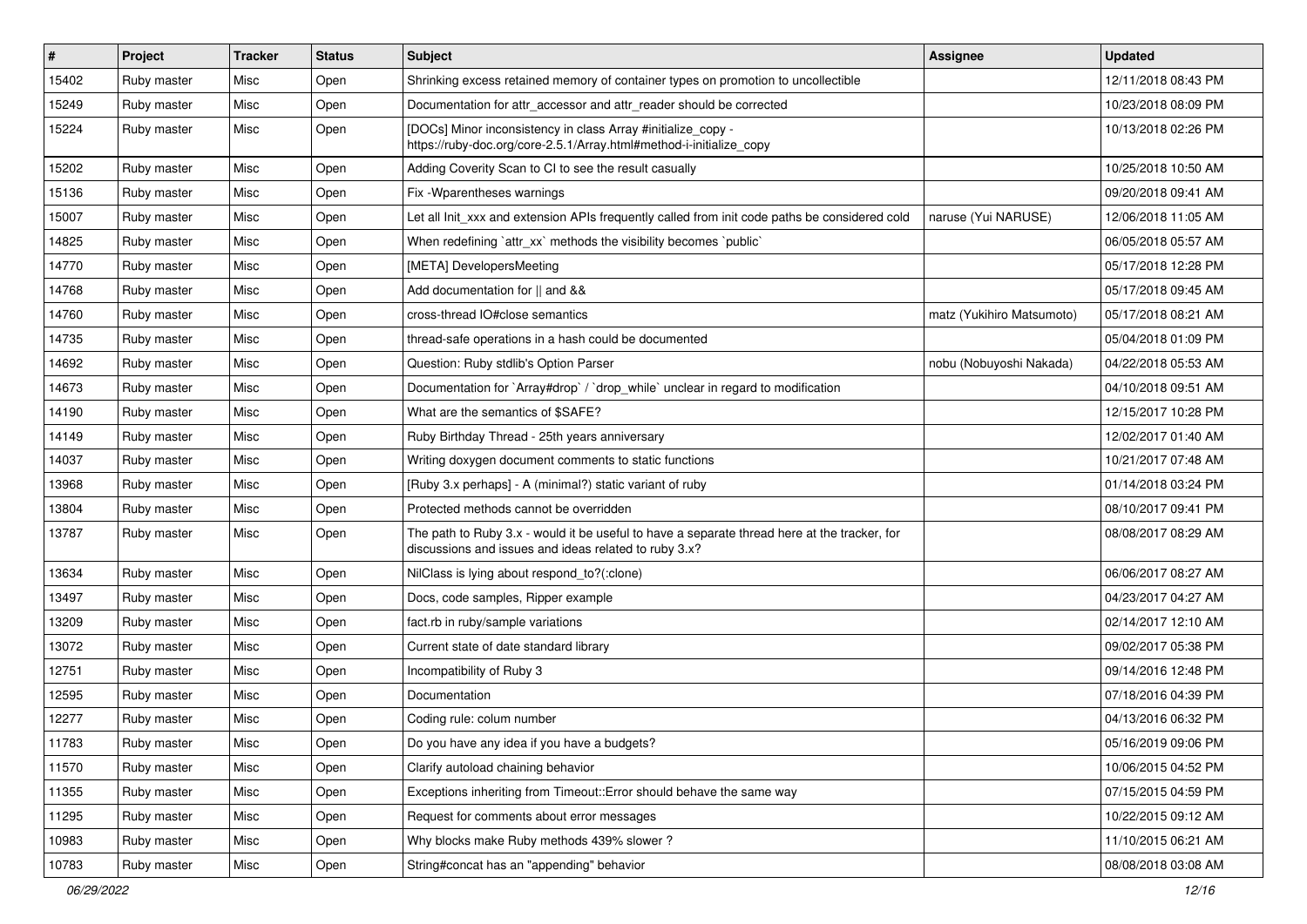| # | Project | Tracker | Status | Subject | Assignee | Updated |
|---|---|---|---|---|---|---|
| 15402 | Ruby master | Misc | Open | Shrinking excess retained memory of container types on promotion to uncollectible | | 12/11/2018 08:43 PM |
| 15249 | Ruby master | Misc | Open | Documentation for attr_accessor and attr_reader should be corrected | | 10/23/2018 08:09 PM |
| 15224 | Ruby master | Misc | Open | [DOCs] Minor inconsistency in class Array #initialize_copy - https://ruby-doc.org/core-2.5.1/Array.html#method-i-initialize_copy | | 10/13/2018 02:26 PM |
| 15202 | Ruby master | Misc | Open | Adding Coverity Scan to CI to see the result casually | | 10/25/2018 10:50 AM |
| 15136 | Ruby master | Misc | Open | Fix -Wparentheses warnings | | 09/20/2018 09:41 AM |
| 15007 | Ruby master | Misc | Open | Let all Init_xxx and extension APIs frequently called from init code paths be considered cold | naruse (Yui NARUSE) | 12/06/2018 11:05 AM |
| 14825 | Ruby master | Misc | Open | When redefining `attr_xx` methods the visibility becomes `public` | | 06/05/2018 05:57 AM |
| 14770 | Ruby master | Misc | Open | [META] DevelopersMeeting | | 05/17/2018 12:28 PM |
| 14768 | Ruby master | Misc | Open | Add documentation for \|\| and && | | 05/17/2018 09:45 AM |
| 14760 | Ruby master | Misc | Open | cross-thread IO#close semantics | matz (Yukihiro Matsumoto) | 05/17/2018 08:21 AM |
| 14735 | Ruby master | Misc | Open | thread-safe operations in a hash could be documented | | 05/04/2018 01:09 PM |
| 14692 | Ruby master | Misc | Open | Question: Ruby stdlib's Option Parser | nobu (Nobuyoshi Nakada) | 04/22/2018 05:53 AM |
| 14673 | Ruby master | Misc | Open | Documentation for `Array#drop` / `drop_while` unclear in regard to modification | | 04/10/2018 09:51 AM |
| 14190 | Ruby master | Misc | Open | What are the semantics of $SAFE? | | 12/15/2017 10:28 PM |
| 14149 | Ruby master | Misc | Open | Ruby Birthday Thread - 25th years anniversary | | 12/02/2017 01:40 AM |
| 14037 | Ruby master | Misc | Open | Writing doxygen document comments to static functions | | 10/21/2017 07:48 AM |
| 13968 | Ruby master | Misc | Open | [Ruby 3.x perhaps] - A (minimal?) static variant of ruby | | 01/14/2018 03:24 PM |
| 13804 | Ruby master | Misc | Open | Protected methods cannot be overridden | | 08/10/2017 09:41 PM |
| 13787 | Ruby master | Misc | Open | The path to Ruby 3.x - would it be useful to have a separate thread here at the tracker, for discussions and issues and ideas related to ruby 3.x? | | 08/08/2017 08:29 AM |
| 13634 | Ruby master | Misc | Open | NilClass is lying about respond_to?(:clone) | | 06/06/2017 08:27 AM |
| 13497 | Ruby master | Misc | Open | Docs, code samples, Ripper example | | 04/23/2017 04:27 AM |
| 13209 | Ruby master | Misc | Open | fact.rb in ruby/sample variations | | 02/14/2017 12:10 AM |
| 13072 | Ruby master | Misc | Open | Current state of date standard library | | 09/02/2017 05:38 PM |
| 12751 | Ruby master | Misc | Open | Incompatibility of Ruby 3 | | 09/14/2016 12:48 PM |
| 12595 | Ruby master | Misc | Open | Documentation | | 07/18/2016 04:39 PM |
| 12277 | Ruby master | Misc | Open | Coding rule: colum number | | 04/13/2016 06:32 PM |
| 11783 | Ruby master | Misc | Open | Do you have any idea if you have a budgets? | | 05/16/2019 09:06 PM |
| 11570 | Ruby master | Misc | Open | Clarify autoload chaining behavior | | 10/06/2015 04:52 PM |
| 11355 | Ruby master | Misc | Open | Exceptions inheriting from Timeout::Error should behave the same way | | 07/15/2015 04:59 PM |
| 11295 | Ruby master | Misc | Open | Request for comments about error messages | | 10/22/2015 09:12 AM |
| 10983 | Ruby master | Misc | Open | Why blocks make Ruby methods 439% slower ? | | 11/10/2015 06:21 AM |
| 10783 | Ruby master | Misc | Open | String#concat has an "appending" behavior | | 08/08/2018 03:08 AM |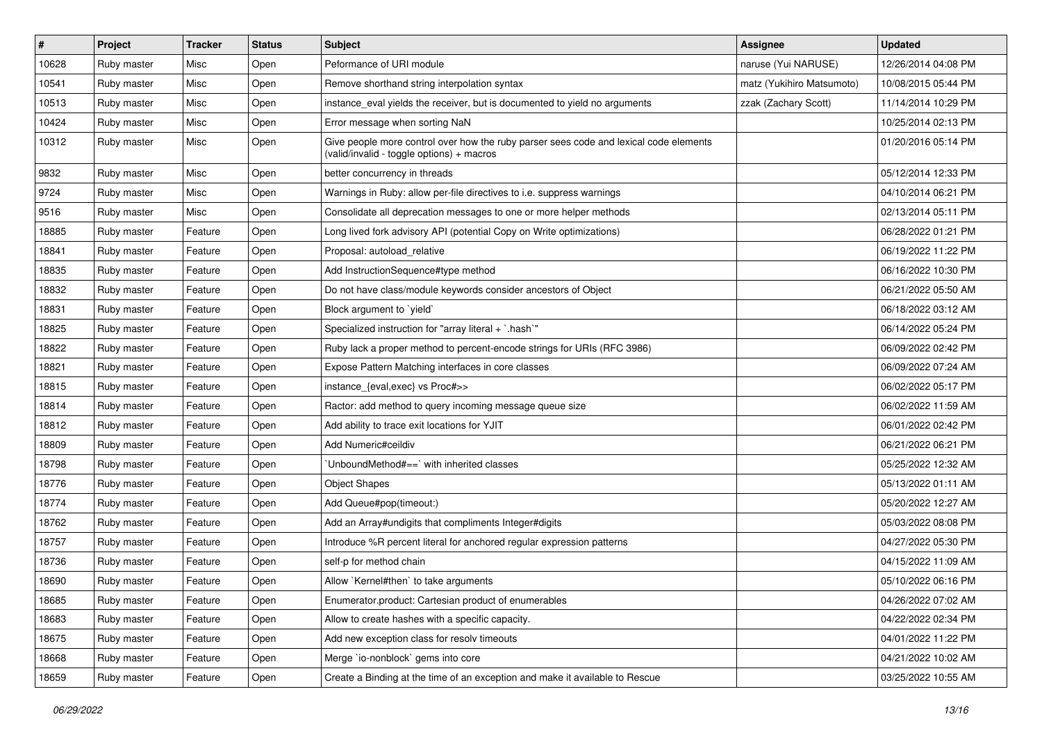| # | Project | Tracker | Status | Subject | Assignee | Updated |
| --- | --- | --- | --- | --- | --- | --- |
| 10628 | Ruby master | Misc | Open | Peformance of URI module | naruse (Yui NARUSE) | 12/26/2014 04:08 PM |
| 10541 | Ruby master | Misc | Open | Remove shorthand string interpolation syntax | matz (Yukihiro Matsumoto) | 10/08/2015 05:44 PM |
| 10513 | Ruby master | Misc | Open | instance_eval yields the receiver, but is documented to yield no arguments | zzak (Zachary Scott) | 11/14/2014 10:29 PM |
| 10424 | Ruby master | Misc | Open | Error message when sorting NaN | | 10/25/2014 02:13 PM |
| 10312 | Ruby master | Misc | Open | Give people more control over how the ruby parser sees code and lexical code elements (valid/invalid - toggle options) + macros | | 01/20/2016 05:14 PM |
| 9832 | Ruby master | Misc | Open | better concurrency in threads | | 05/12/2014 12:33 PM |
| 9724 | Ruby master | Misc | Open | Warnings in Ruby: allow per-file directives to i.e. suppress warnings | | 04/10/2014 06:21 PM |
| 9516 | Ruby master | Misc | Open | Consolidate all deprecation messages to one or more helper methods | | 02/13/2014 05:11 PM |
| 18885 | Ruby master | Feature | Open | Long lived fork advisory API (potential Copy on Write optimizations) | | 06/28/2022 01:21 PM |
| 18841 | Ruby master | Feature | Open | Proposal: autoload_relative | | 06/19/2022 11:22 PM |
| 18835 | Ruby master | Feature | Open | Add InstructionSequence#type method | | 06/16/2022 10:30 PM |
| 18832 | Ruby master | Feature | Open | Do not have class/module keywords consider ancestors of Object | | 06/21/2022 05:50 AM |
| 18831 | Ruby master | Feature | Open | Block argument to `yield` | | 06/18/2022 03:12 AM |
| 18825 | Ruby master | Feature | Open | Specialized instruction for "array literal + `.hash`" | | 06/14/2022 05:24 PM |
| 18822 | Ruby master | Feature | Open | Ruby lack a proper method to percent-encode strings for URIs (RFC 3986) | | 06/09/2022 02:42 PM |
| 18821 | Ruby master | Feature | Open | Expose Pattern Matching interfaces in core classes | | 06/09/2022 07:24 AM |
| 18815 | Ruby master | Feature | Open | instance_{eval,exec} vs Proc#>> | | 06/02/2022 05:17 PM |
| 18814 | Ruby master | Feature | Open | Ractor: add method to query incoming message queue size | | 06/02/2022 11:59 AM |
| 18812 | Ruby master | Feature | Open | Add ability to trace exit locations for YJIT | | 06/01/2022 02:42 PM |
| 18809 | Ruby master | Feature | Open | Add Numeric#ceildiv | | 06/21/2022 06:21 PM |
| 18798 | Ruby master | Feature | Open | `UnboundMethod#==` with inherited classes | | 05/25/2022 12:32 AM |
| 18776 | Ruby master | Feature | Open | Object Shapes | | 05/13/2022 01:11 AM |
| 18774 | Ruby master | Feature | Open | Add Queue#pop(timeout:) | | 05/20/2022 12:27 AM |
| 18762 | Ruby master | Feature | Open | Add an Array#undigits that compliments Integer#digits | | 05/03/2022 08:08 PM |
| 18757 | Ruby master | Feature | Open | Introduce %R percent literal for anchored regular expression patterns | | 04/27/2022 05:30 PM |
| 18736 | Ruby master | Feature | Open | self-p for method chain | | 04/15/2022 11:09 AM |
| 18690 | Ruby master | Feature | Open | Allow `Kernel#then` to take arguments | | 05/10/2022 06:16 PM |
| 18685 | Ruby master | Feature | Open | Enumerator.product: Cartesian product of enumerables | | 04/26/2022 07:02 AM |
| 18683 | Ruby master | Feature | Open | Allow to create hashes with a specific capacity. | | 04/22/2022 02:34 PM |
| 18675 | Ruby master | Feature | Open | Add new exception class for resolv timeouts | | 04/01/2022 11:22 PM |
| 18668 | Ruby master | Feature | Open | Merge `io-nonblock` gems into core | | 04/21/2022 10:02 AM |
| 18659 | Ruby master | Feature | Open | Create a Binding at the time of an exception and make it available to Rescue | | 03/25/2022 10:55 AM |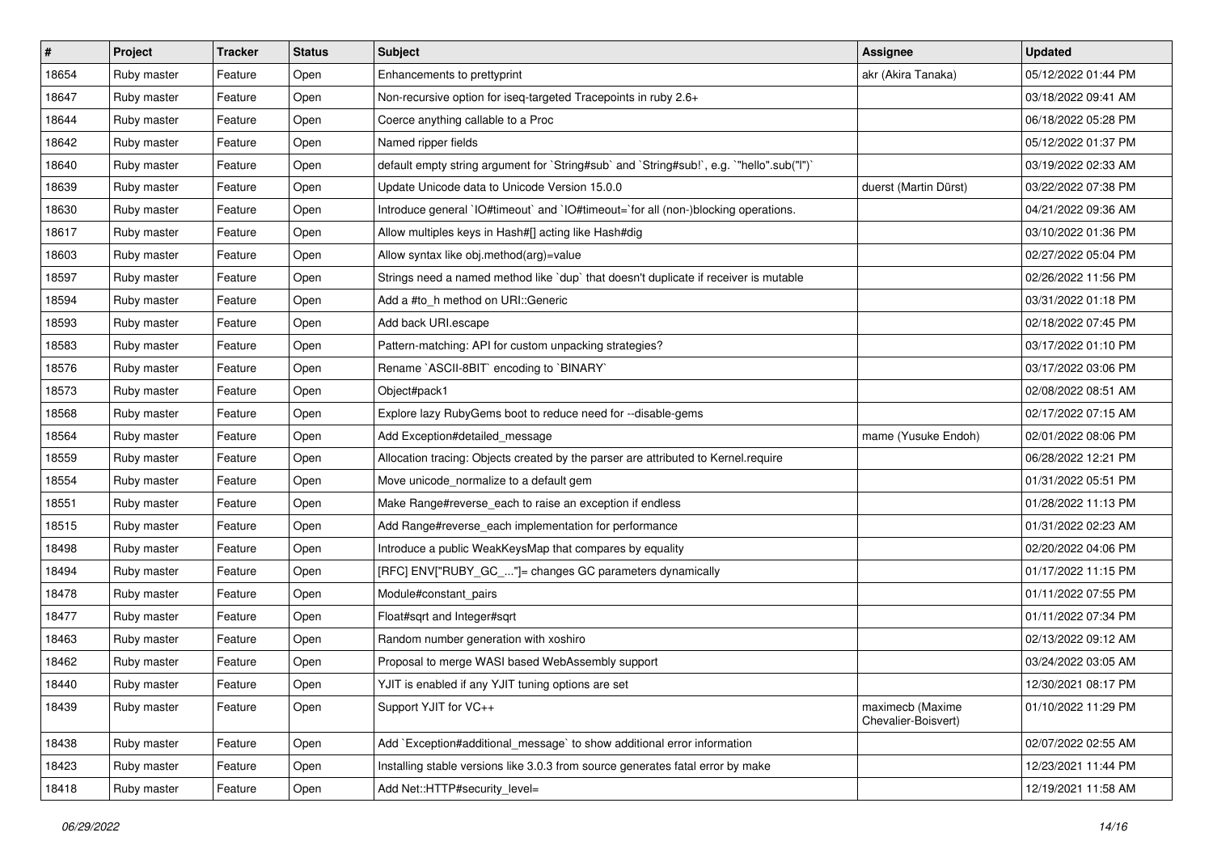| # | Project | Tracker | Status | Subject | Assignee | Updated |
|---|---|---|---|---|---|---|
| 18654 | Ruby master | Feature | Open | Enhancements to prettyprint | akr (Akira Tanaka) | 05/12/2022 01:44 PM |
| 18647 | Ruby master | Feature | Open | Non-recursive option for iseq-targeted Tracepoints in ruby 2.6+ | | 03/18/2022 09:41 AM |
| 18644 | Ruby master | Feature | Open | Coerce anything callable to a Proc | | 06/18/2022 05:28 PM |
| 18642 | Ruby master | Feature | Open | Named ripper fields | | 05/12/2022 01:37 PM |
| 18640 | Ruby master | Feature | Open | default empty string argument for `String#sub` and `String#sub!`, e.g. `"hello".sub("l")` | | 03/19/2022 02:33 AM |
| 18639 | Ruby master | Feature | Open | Update Unicode data to Unicode Version 15.0.0 | duerst (Martin Dürst) | 03/22/2022 07:38 PM |
| 18630 | Ruby master | Feature | Open | Introduce general `IO#timeout` and `IO#timeout=`for all (non-)blocking operations. | | 04/21/2022 09:36 AM |
| 18617 | Ruby master | Feature | Open | Allow multiples keys in Hash#[] acting like Hash#dig | | 03/10/2022 01:36 PM |
| 18603 | Ruby master | Feature | Open | Allow syntax like obj.method(arg)=value | | 02/27/2022 05:04 PM |
| 18597 | Ruby master | Feature | Open | Strings need a named method like `dup` that doesn't duplicate if receiver is mutable | | 02/26/2022 11:56 PM |
| 18594 | Ruby master | Feature | Open | Add a #to_h method on URI::Generic | | 03/31/2022 01:18 PM |
| 18593 | Ruby master | Feature | Open | Add back URI.escape | | 02/18/2022 07:45 PM |
| 18583 | Ruby master | Feature | Open | Pattern-matching: API for custom unpacking strategies? | | 03/17/2022 01:10 PM |
| 18576 | Ruby master | Feature | Open | Rename `ASCII-8BIT` encoding to `BINARY` | | 03/17/2022 03:06 PM |
| 18573 | Ruby master | Feature | Open | Object#pack1 | | 02/08/2022 08:51 AM |
| 18568 | Ruby master | Feature | Open | Explore lazy RubyGems boot to reduce need for --disable-gems | | 02/17/2022 07:15 AM |
| 18564 | Ruby master | Feature | Open | Add Exception#detailed_message | mame (Yusuke Endoh) | 02/01/2022 08:06 PM |
| 18559 | Ruby master | Feature | Open | Allocation tracing: Objects created by the parser are attributed to Kernel.require | | 06/28/2022 12:21 PM |
| 18554 | Ruby master | Feature | Open | Move unicode_normalize to a default gem | | 01/31/2022 05:51 PM |
| 18551 | Ruby master | Feature | Open | Make Range#reverse_each to raise an exception if endless | | 01/28/2022 11:13 PM |
| 18515 | Ruby master | Feature | Open | Add Range#reverse_each implementation for performance | | 01/31/2022 02:23 AM |
| 18498 | Ruby master | Feature | Open | Introduce a public WeakKeysMap that compares by equality | | 02/20/2022 04:06 PM |
| 18494 | Ruby master | Feature | Open | [RFC] ENV["RUBY_GC_..."]= changes GC parameters dynamically | | 01/17/2022 11:15 PM |
| 18478 | Ruby master | Feature | Open | Module#constant_pairs | | 01/11/2022 07:55 PM |
| 18477 | Ruby master | Feature | Open | Float#sqrt and Integer#sqrt | | 01/11/2022 07:34 PM |
| 18463 | Ruby master | Feature | Open | Random number generation with xoshiro | | 02/13/2022 09:12 AM |
| 18462 | Ruby master | Feature | Open | Proposal to merge WASI based WebAssembly support | | 03/24/2022 03:05 AM |
| 18440 | Ruby master | Feature | Open | YJIT is enabled if any YJIT tuning options are set | | 12/30/2021 08:17 PM |
| 18439 | Ruby master | Feature | Open | Support YJIT for VC++ | maximecb (Maxime Chevalier-Boisvert) | 01/10/2022 11:29 PM |
| 18438 | Ruby master | Feature | Open | Add `Exception#additional_message` to show additional error information | | 02/07/2022 02:55 AM |
| 18423 | Ruby master | Feature | Open | Installing stable versions like 3.0.3 from source generates fatal error by make | | 12/23/2021 11:44 PM |
| 18418 | Ruby master | Feature | Open | Add Net::HTTP#security_level= | | 12/19/2021 11:58 AM |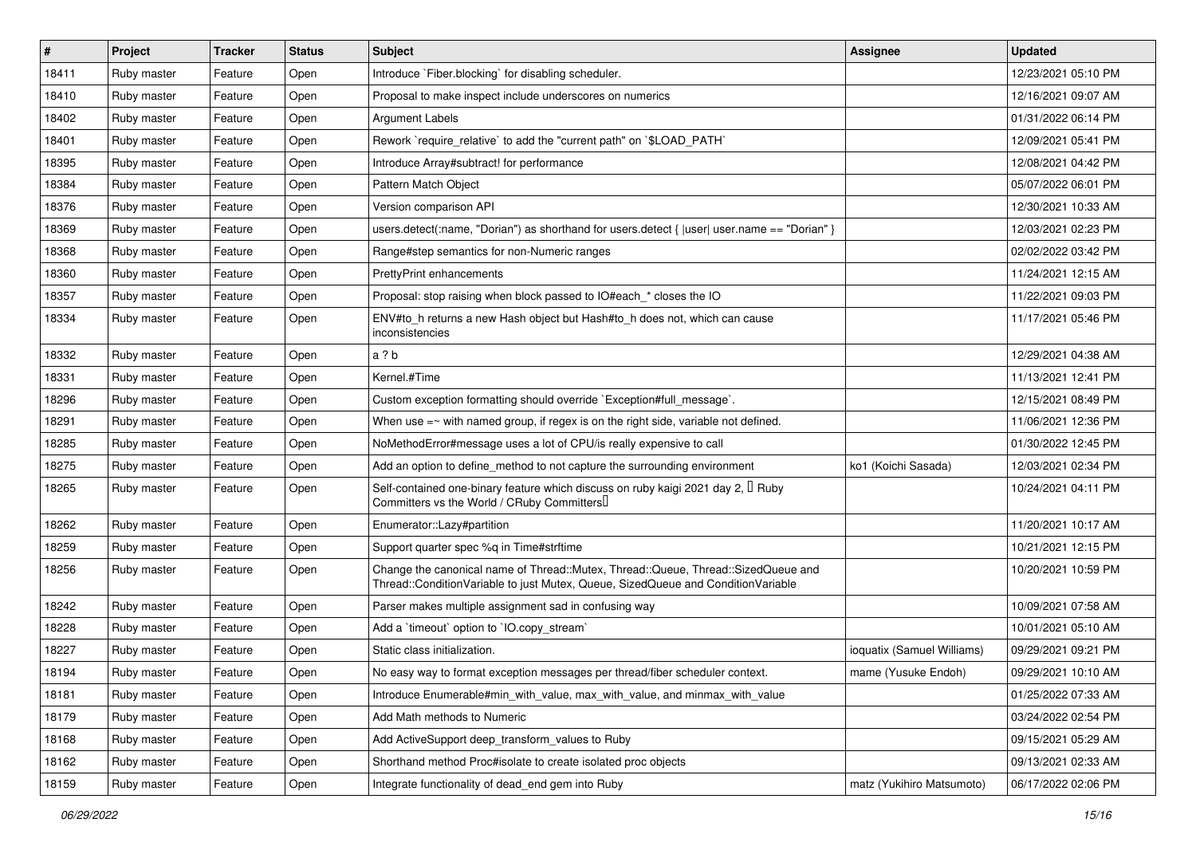| # | Project | Tracker | Status | Subject | Assignee | Updated |
|---|---|---|---|---|---|---|
| 18411 | Ruby master | Feature | Open | Introduce `Fiber.blocking` for disabling scheduler. | | 12/23/2021 05:10 PM |
| 18410 | Ruby master | Feature | Open | Proposal to make inspect include underscores on numerics | | 12/16/2021 09:07 AM |
| 18402 | Ruby master | Feature | Open | Argument Labels | | 01/31/2022 06:14 PM |
| 18401 | Ruby master | Feature | Open | Rework `require_relative` to add the "current path" on `$LOAD_PATH` | | 12/09/2021 05:41 PM |
| 18395 | Ruby master | Feature | Open | Introduce Array#subtract! for performance | | 12/08/2021 04:42 PM |
| 18384 | Ruby master | Feature | Open | Pattern Match Object | | 05/07/2022 06:01 PM |
| 18376 | Ruby master | Feature | Open | Version comparison API | | 12/30/2021 10:33 AM |
| 18369 | Ruby master | Feature | Open | users.detect(:name, "Dorian") as shorthand for users.detect { \|user\| user.name == "Dorian" } | | 12/03/2021 02:23 PM |
| 18368 | Ruby master | Feature | Open | Range#step semantics for non-Numeric ranges | | 02/02/2022 03:42 PM |
| 18360 | Ruby master | Feature | Open | PrettyPrint enhancements | | 11/24/2021 12:15 AM |
| 18357 | Ruby master | Feature | Open | Proposal: stop raising when block passed to IO#each_* closes the IO | | 11/22/2021 09:03 PM |
| 18334 | Ruby master | Feature | Open | ENV#to_h returns a new Hash object but Hash#to_h does not, which can cause inconsistencies | | 11/17/2021 05:46 PM |
| 18332 | Ruby master | Feature | Open | a ? b | | 12/29/2021 04:38 AM |
| 18331 | Ruby master | Feature | Open | Kernel.#Time | | 11/13/2021 12:41 PM |
| 18296 | Ruby master | Feature | Open | Custom exception formatting should override `Exception#full_message`. | | 12/15/2021 08:49 PM |
| 18291 | Ruby master | Feature | Open | When use =~ with named group, if regex is on the right side, variable not defined. | | 11/06/2021 12:36 PM |
| 18285 | Ruby master | Feature | Open | NoMethodError#message uses a lot of CPU/is really expensive to call | | 01/30/2022 12:45 PM |
| 18275 | Ruby master | Feature | Open | Add an option to define_method to not capture the surrounding environment | ko1 (Koichi Sasada) | 12/03/2021 02:34 PM |
| 18265 | Ruby master | Feature | Open | Self-contained one-binary feature which discuss on ruby kaigi 2021 day 2, 「Ruby Committers vs the World / CRuby Committers」 | | 10/24/2021 04:11 PM |
| 18262 | Ruby master | Feature | Open | Enumerator::Lazy#partition | | 11/20/2021 10:17 AM |
| 18259 | Ruby master | Feature | Open | Support quarter spec %q in Time#strftime | | 10/21/2021 12:15 PM |
| 18256 | Ruby master | Feature | Open | Change the canonical name of Thread::Mutex, Thread::Queue, Thread::SizedQueue and Thread::ConditionVariable to just Mutex, Queue, SizedQueue and ConditionVariable | | 10/20/2021 10:59 PM |
| 18242 | Ruby master | Feature | Open | Parser makes multiple assignment sad in confusing way | | 10/09/2021 07:58 AM |
| 18228 | Ruby master | Feature | Open | Add a `timeout` option to `IO.copy_stream` | | 10/01/2021 05:10 AM |
| 18227 | Ruby master | Feature | Open | Static class initialization. | ioquatix (Samuel Williams) | 09/29/2021 09:21 PM |
| 18194 | Ruby master | Feature | Open | No easy way to format exception messages per thread/fiber scheduler context. | mame (Yusuke Endoh) | 09/29/2021 10:10 AM |
| 18181 | Ruby master | Feature | Open | Introduce Enumerable#min_with_value, max_with_value, and minmax_with_value | | 01/25/2022 07:33 AM |
| 18179 | Ruby master | Feature | Open | Add Math methods to Numeric | | 03/24/2022 02:54 PM |
| 18168 | Ruby master | Feature | Open | Add ActiveSupport deep_transform_values to Ruby | | 09/15/2021 05:29 AM |
| 18162 | Ruby master | Feature | Open | Shorthand method Proc#isolate to create isolated proc objects | | 09/13/2021 02:33 AM |
| 18159 | Ruby master | Feature | Open | Integrate functionality of dead_end gem into Ruby | matz (Yukihiro Matsumoto) | 06/17/2022 02:06 PM |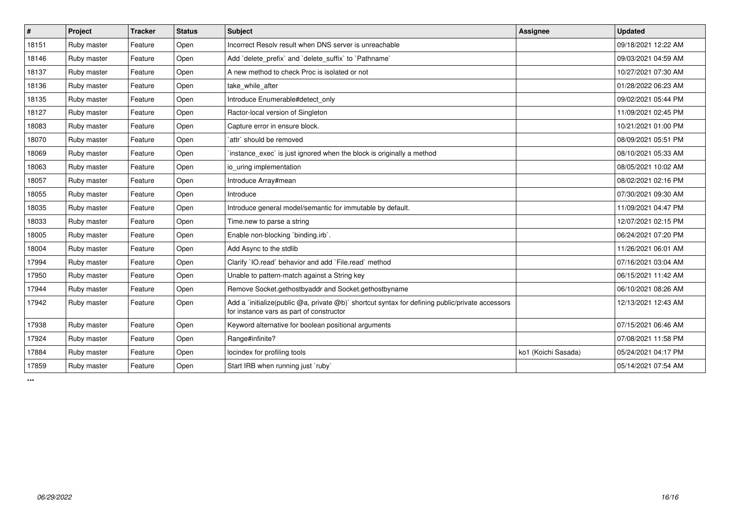| # | Project | Tracker | Status | Subject | Assignee | Updated |
|---|---|---|---|---|---|---|
| 18151 | Ruby master | Feature | Open | Incorrect Resolv result when DNS server is unreachable | | 09/18/2021 12:22 AM |
| 18146 | Ruby master | Feature | Open | Add `delete_prefix` and `delete_suffix` to `Pathname` | | 09/03/2021 04:59 AM |
| 18137 | Ruby master | Feature | Open | A new method to check Proc is isolated or not | | 10/27/2021 07:30 AM |
| 18136 | Ruby master | Feature | Open | take_while_after | | 01/28/2022 06:23 AM |
| 18135 | Ruby master | Feature | Open | Introduce Enumerable#detect_only | | 09/02/2021 05:44 PM |
| 18127 | Ruby master | Feature | Open | Ractor-local version of Singleton | | 11/09/2021 02:45 PM |
| 18083 | Ruby master | Feature | Open | Capture error in ensure block. | | 10/21/2021 01:00 PM |
| 18070 | Ruby master | Feature | Open | `attr` should be removed | | 08/09/2021 05:51 PM |
| 18069 | Ruby master | Feature | Open | `instance_exec` is just ignored when the block is originally a method | | 08/10/2021 05:33 AM |
| 18063 | Ruby master | Feature | Open | io_uring implementation | | 08/05/2021 10:02 AM |
| 18057 | Ruby master | Feature | Open | Introduce Array#mean | | 08/02/2021 02:16 PM |
| 18055 | Ruby master | Feature | Open | Introduce | | 07/30/2021 09:30 AM |
| 18035 | Ruby master | Feature | Open | Introduce general model/semantic for immutable by default. | | 11/09/2021 04:47 PM |
| 18033 | Ruby master | Feature | Open | Time.new to parse a string | | 12/07/2021 02:15 PM |
| 18005 | Ruby master | Feature | Open | Enable non-blocking `binding.irb`. | | 06/24/2021 07:20 PM |
| 18004 | Ruby master | Feature | Open | Add Async to the stdlib | | 11/26/2021 06:01 AM |
| 17994 | Ruby master | Feature | Open | Clarify `IO.read` behavior and add `File.read` method | | 07/16/2021 03:04 AM |
| 17950 | Ruby master | Feature | Open | Unable to pattern-match against a String key | | 06/15/2021 11:42 AM |
| 17944 | Ruby master | Feature | Open | Remove Socket.gethostbyaddr and Socket.gethostbyname | | 06/10/2021 08:26 AM |
| 17942 | Ruby master | Feature | Open | Add a `initialize(public @a, private @b)` shortcut syntax for defining public/private accessors for instance vars as part of constructor | | 12/13/2021 12:43 AM |
| 17938 | Ruby master | Feature | Open | Keyword alternative for boolean positional arguments | | 07/15/2021 06:46 AM |
| 17924 | Ruby master | Feature | Open | Range#infinite? | | 07/08/2021 11:58 PM |
| 17884 | Ruby master | Feature | Open | locindex for profiling tools | ko1 (Koichi Sasada) | 05/24/2021 04:17 PM |
| 17859 | Ruby master | Feature | Open | Start IRB when running just `ruby` | | 05/14/2021 07:54 AM |

...